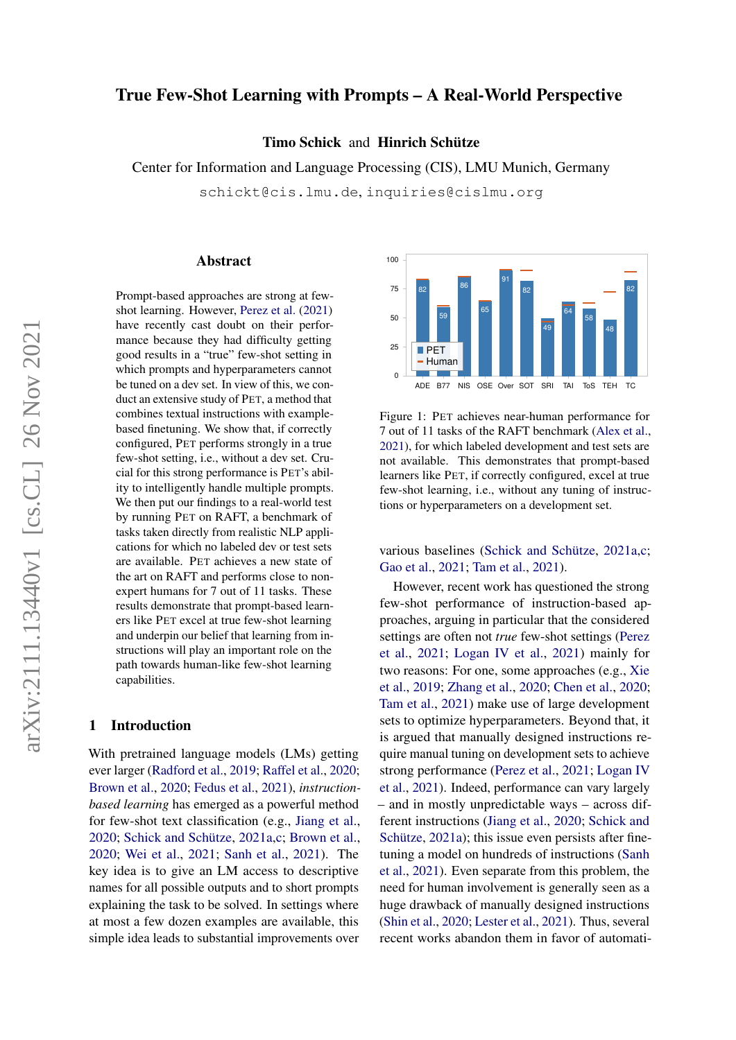# True Few-Shot Learning with Prompts – A Real-World Perspective

**Timo Schick** and **Hinrich Schütze**

Center for Information and Language Processing (CIS), LMU Munich, Germany

schickt@cis.lmu.de, inquiries@cislmu.org

## Abstract

Prompt-based approaches are strong at few-shot learning. However, Perez et al. (2021) have recently cast doubt on their performance because they had difficulty getting good results in a "true" few-shot setting in which prompts and hyperparameters cannot be tuned on a dev set. In view of this, we conduct an extensive study of PET, a method that combines textual instructions with example-based finetuning. We show that, if correctly configured, PET performs strongly in a true few-shot setting, i.e., without a dev set. Crucial for this strong performance is PET's ability to intelligently handle multiple prompts. We then put our findings to a real-world test by running PET on RAFT, a benchmark of tasks taken directly from realistic NLP applications for which no labeled dev or test sets are available. PET achieves a new state of the art on RAFT and performs close to non-expert humans for 7 out of 11 tasks. These results demonstrate that prompt-based learners like PET excel at true few-shot learning and underpin our belief that learning from instructions will play an important role on the path towards human-like few-shot learning capabilities.

## 1 Introduction

With pretrained language models (LMs) getting ever larger (Radford et al., 2019; Raffel et al., 2020; Brown et al., 2020; Fedus et al., 2021), *instruction-based learning* has emerged as a powerful method for few-shot text classification (e.g., Jiang et al., 2020; Schick and Schütze, 2021a,c; Brown et al., 2020; Wei et al., 2021; Sanh et al., 2021). The key idea is to give an LM access to descriptive names for all possible outputs and to short prompts explaining the task to be solved. In settings where at most a few dozen examples are available, this simple idea leads to substantial improvements over various baselines (Schick and Schütze, 2021a,c; Gao et al., 2021; Tam et al., 2021).

Figure 1: PET achieves near-human performance for 7 out of 11 tasks of the RAFT benchmark (Alex et al., 2021), for which labeled development and test sets are not available. This demonstrates that prompt-based learners like PET, if correctly configured, excel at true few-shot learning, i.e., without any tuning of instructions or hyperparameters on a development set.

However, recent work has questioned the strong few-shot performance of instruction-based approaches, arguing in particular that the considered settings are often not *true* few-shot settings (Perez et al., 2021; Logan IV et al., 2021) mainly for two reasons: For one, some approaches (e.g., Xie et al., 2019; Zhang et al., 2020; Chen et al., 2020; Tam et al., 2021) make use of large development sets to optimize hyperparameters. Beyond that, it is argued that manually designed instructions require manual tuning on development sets to achieve strong performance (Perez et al., 2021; Logan IV et al., 2021). Indeed, performance can vary largely – and in mostly unpredictable ways – across different instructions (Jiang et al., 2020; Schick and Schütze, 2021a); this issue even persists after finetuning a model on hundreds of instructions (Sanh et al., 2021). Even separate from this problem, the need for human involvement is generally seen as a huge drawback of manually designed instructions (Shin et al., 2020; Lester et al., 2021). Thus, several recent works abandon them in favor of automati-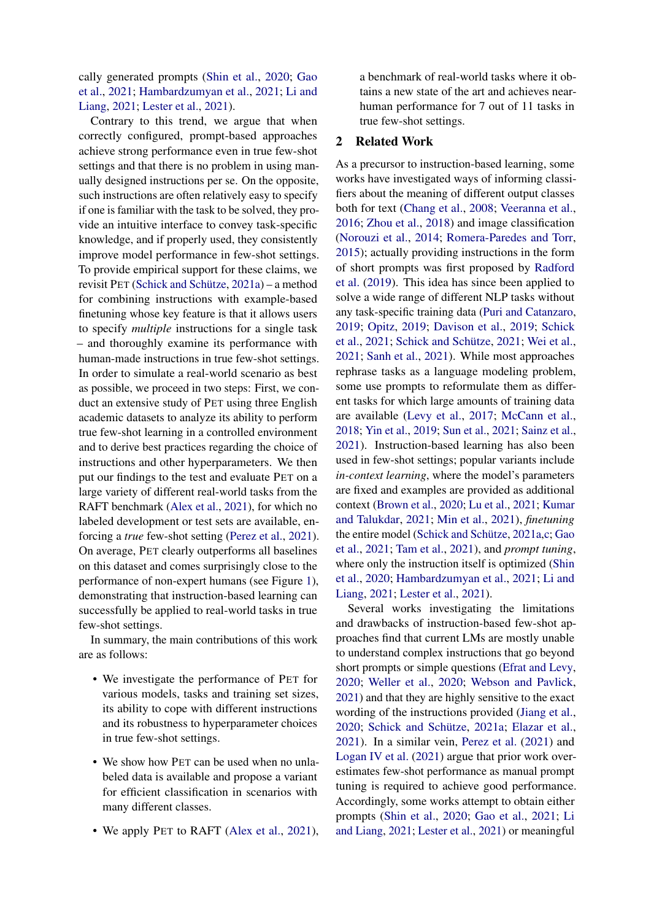cally generated prompts (Shin et al., 2020; Gao et al., 2021; Hambardzumyan et al., 2021; Li and Liang, 2021; Lester et al., 2021).

Contrary to this trend, we argue that when correctly configured, prompt-based approaches achieve strong performance even in true few-shot settings and that there is no problem in using manually designed instructions per se. On the opposite, such instructions are often relatively easy to specify if one is familiar with the task to be solved, they provide an intuitive interface to convey task-specific knowledge, and if properly used, they consistently improve model performance in few-shot settings. To provide empirical support for these claims, we revisit PET (Schick and Schütze, 2021a) – a method for combining instructions with example-based finetuning whose key feature is that it allows users to specify *multiple* instructions for a single task – and thoroughly examine its performance with human-made instructions in true few-shot settings. In order to simulate a real-world scenario as best as possible, we proceed in two steps: First, we conduct an extensive study of PET using three English academic datasets to analyze its ability to perform true few-shot learning in a controlled environment and to derive best practices regarding the choice of instructions and other hyperparameters. We then put our findings to the test and evaluate PET on a large variety of different real-world tasks from the RAFT benchmark (Alex et al., 2021), for which no labeled development or test sets are available, enforcing a *true* few-shot setting (Perez et al., 2021). On average, PET clearly outperforms all baselines on this dataset and comes surprisingly close to the performance of non-expert humans (see Figure 1), demonstrating that instruction-based learning can successfully be applied to real-world tasks in true few-shot settings.

In summary, the main contributions of this work are as follows:

- We investigate the performance of PET for various models, tasks and training set sizes, its ability to cope with different instructions and its robustness to hyperparameter choices in true few-shot settings.
- We show how PET can be used when no unlabeled data is available and propose a variant for efficient classification in scenarios with many different classes.
- We apply PET to RAFT (Alex et al., 2021), a benchmark of real-world tasks where it obtains a new state of the art and achieves near-human performance for 7 out of 11 tasks in true few-shot settings.

## 2 Related Work

As a precursor to instruction-based learning, some works have investigated ways of informing classifiers about the meaning of different output classes both for text (Chang et al., 2008; Veeranna et al., 2016; Zhou et al., 2018) and image classification (Norouzi et al., 2014; Romera-Paredes and Torr, 2015); actually providing instructions in the form of short prompts was first proposed by Radford et al. (2019). This idea has since been applied to solve a wide range of different NLP tasks without any task-specific training data (Puri and Catanzaro, 2019; Opitz, 2019; Davison et al., 2019; Schick et al., 2021; Schick and Schütze, 2021; Wei et al., 2021; Sanh et al., 2021). While most approaches rephrase tasks as a language modeling problem, some use prompts to reformulate them as different tasks for which large amounts of training data are available (Levy et al., 2017; McCann et al., 2018; Yin et al., 2019; Sun et al., 2021; Sainz et al., 2021). Instruction-based learning has also been used in few-shot settings; popular variants include *in-context learning*, where the model's parameters are fixed and examples are provided as additional context (Brown et al., 2020; Lu et al., 2021; Kumar and Talukdar, 2021; Min et al., 2021), *finetuning* the entire model (Schick and Schütze, 2021a,c; Gao et al., 2021; Tam et al., 2021), and *prompt tuning*, where only the instruction itself is optimized (Shin et al., 2020; Hambardzumyan et al., 2021; Li and Liang, 2021; Lester et al., 2021).

Several works investigating the limitations and drawbacks of instruction-based few-shot approaches find that current LMs are mostly unable to understand complex instructions that go beyond short prompts or simple questions (Efrat and Levy, 2020; Weller et al., 2020; Webson and Pavlick, 2021) and that they are highly sensitive to the exact wording of the instructions provided (Jiang et al., 2020; Schick and Schütze, 2021a; Elazar et al., 2021). In a similar vein, Perez et al. (2021) and Logan IV et al. (2021) argue that prior work overestimates few-shot performance as manual prompt tuning is required to achieve good performance. Accordingly, some works attempt to obtain either prompts (Shin et al., 2020; Gao et al., 2021; Li and Liang, 2021; Lester et al., 2021) or meaningful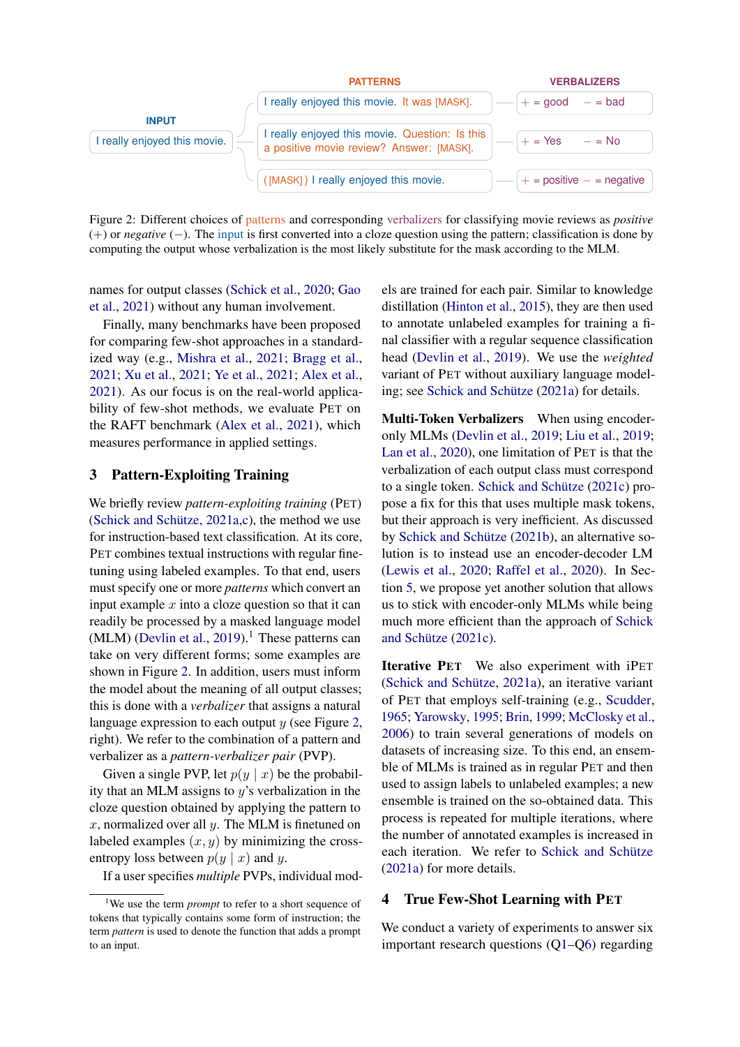| INPUT | PATTERNS | VERBALIZERS |
|---|---|---|
| I really enjoyed this movie. | I really enjoyed this movie. It was [MASK]. | + = good − = bad |
| | I really enjoyed this movie. Question: Is this a positive movie review? Answer: [MASK]. | + = Yes − = No |
| | ( [MASK] ) I really enjoyed this movie. | + = positive − = negative |

Figure 2: Different choices of patterns and corresponding verbalizers for classifying movie reviews as *positive* (+) or *negative* (−). The input is first converted into a cloze question using the pattern; classification is done by computing the output whose verbalization is the most likely substitute for the mask according to the MLM.

names for output classes (Schick et al., 2020; Gao et al., 2021) without any human involvement.

Finally, many benchmarks have been proposed for comparing few-shot approaches in a standardized way (e.g., Mishra et al., 2021; Bragg et al., 2021; Xu et al., 2021; Ye et al., 2021; Alex et al., 2021). As our focus is on the real-world applicability of few-shot methods, we evaluate PET on the RAFT benchmark (Alex et al., 2021), which measures performance in applied settings.

## 3 Pattern-Exploiting Training

We briefly review *pattern-exploiting training* (PET) (Schick and Schütze, 2021a,c), the method we use for instruction-based text classification. At its core, PET combines textual instructions with regular finetuning using labeled examples. To that end, users must specify one or more *patterns* which convert an input example $x$ into a cloze question so that it can readily be processed by a masked language model (MLM) (Devlin et al., 2019).[1] These patterns can take on very different forms; some examples are shown in Figure 2. In addition, users must inform the model about the meaning of all output classes; this is done with a *verbalizer* that assigns a natural language expression to each output $y$ (see Figure 2, right). We refer to the combination of a pattern and verbalizer as a *pattern-verbalizer pair* (PVP).

Given a single PVP, let $p(y \mid x)$ be the probability that an MLM assigns to $y$'s verbalization in the cloze question obtained by applying the pattern to $x$, normalized over all $y$. The MLM is finetuned on labeled examples $(x, y)$ by minimizing the cross-entropy loss between $p(y \mid x)$ and $y$.

If a user specifies *multiple* PVPs, individual models are trained for each pair. Similar to knowledge distillation (Hinton et al., 2015), they are then used to annotate unlabeled examples for training a final classifier with a regular sequence classification head (Devlin et al., 2019). We use the *weighted* variant of PET without auxiliary language modeling; see Schick and Schütze (2021a) for details.

**Multi-Token Verbalizers** When using encoder-only MLMs (Devlin et al., 2019; Liu et al., 2019; Lan et al., 2020), one limitation of PET is that the verbalization of each output class must correspond to a single token. Schick and Schütze (2021c) propose a fix for this that uses multiple mask tokens, but their approach is very inefficient. As discussed by Schick and Schütze (2021b), an alternative solution is to instead use an encoder-decoder LM (Lewis et al., 2020; Raffel et al., 2020). In Section 5, we propose yet another solution that allows us to stick with encoder-only MLMs while being much more efficient than the approach of Schick and Schütze (2021c).

**Iterative PET** We also experiment with iPET (Schick and Schütze, 2021a), an iterative variant of PET that employs self-training (e.g., Scudder, 1965; Yarowsky, 1995; Brin, 1999; McClosky et al., 2006) to train several generations of models on datasets of increasing size. To this end, an ensemble of MLMs is trained as in regular PET and then used to assign labels to unlabeled examples; a new ensemble is trained on the so-obtained data. This process is repeated for multiple iterations, where the number of annotated examples is increased in each iteration. We refer to Schick and Schütze (2021a) for more details.

## 4 True Few-Shot Learning with PET

We conduct a variety of experiments to answer six important research questions (Q1–Q6) regarding

[1] We use the term *prompt* to refer to a short sequence of tokens that typically contains some form of instruction; the term *pattern* is used to denote the function that adds a prompt to an input.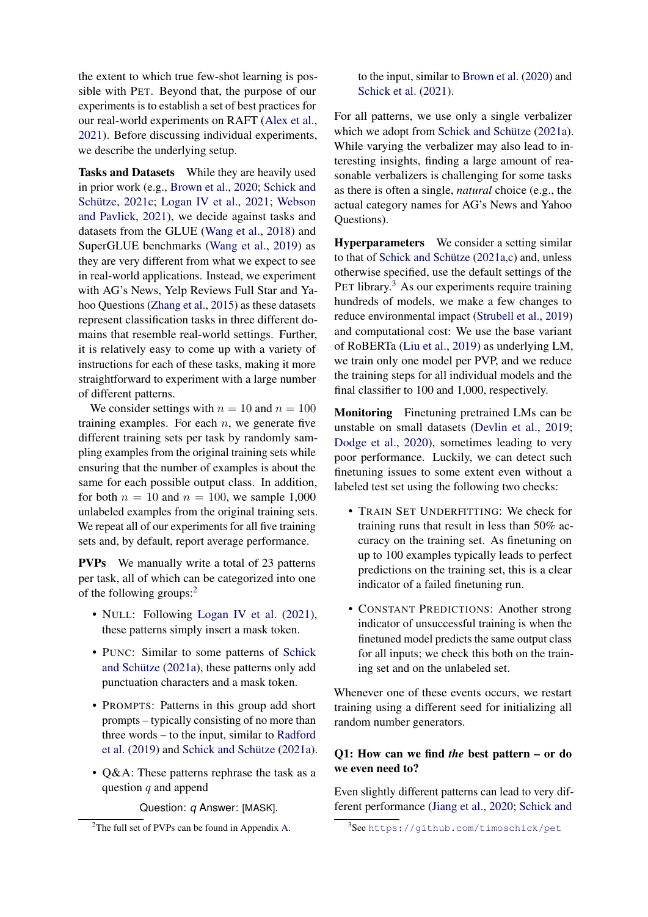the extent to which true few-shot learning is possible with PET. Beyond that, the purpose of our experiments is to establish a set of best practices for our real-world experiments on RAFT (Alex et al., 2021). Before discussing individual experiments, we describe the underlying setup.

**Tasks and Datasets** While they are heavily used in prior work (e.g., Brown et al., 2020; Schick and Schütze, 2021c; Logan IV et al., 2021; Webson and Pavlick, 2021), we decide against tasks and datasets from the GLUE (Wang et al., 2018) and SuperGLUE benchmarks (Wang et al., 2019) as they are very different from what we expect to see in real-world applications. Instead, we experiment with AG's News, Yelp Reviews Full Star and Yahoo Questions (Zhang et al., 2015) as these datasets represent classification tasks in three different domains that resemble real-world settings. Further, it is relatively easy to come up with a variety of instructions for each of these tasks, making it more straightforward to experiment with a large number of different patterns.

We consider settings with $n = 10$ and $n = 100$ training examples. For each $n$, we generate five different training sets per task by randomly sampling examples from the original training sets while ensuring that the number of examples is about the same for each possible output class. In addition, for both $n = 10$ and $n = 100$, we sample 1,000 unlabeled examples from the original training sets. We repeat all of our experiments for all five training sets and, by default, report average performance.

**PVPs** We manually write a total of 23 patterns per task, all of which can be categorized into one of the following groups:[2]

- NULL: Following Logan IV et al. (2021), these patterns simply insert a mask token.
- PUNC: Similar to some patterns of Schick and Schütze (2021a), these patterns only add punctuation characters and a mask token.
- PROMPTS: Patterns in this group add short prompts – typically consisting of no more than three words – to the input, similar to Radford et al. (2019) and Schick and Schütze (2021a).
- Q&A: These patterns rephrase the task as a question $q$ and append

  Question: *q* Answer: [MASK].

  to the input, similar to Brown et al. (2020) and Schick et al. (2021).

For all patterns, we use only a single verbalizer which we adopt from Schick and Schütze (2021a). While varying the verbalizer may also lead to interesting insights, finding a large amount of reasonable verbalizers is challenging for some tasks as there is often a single, *natural* choice (e.g., the actual category names for AG's News and Yahoo Questions).

**Hyperparameters** We consider a setting similar to that of Schick and Schütze (2021a,c) and, unless otherwise specified, use the default settings of the PET library.[3] As our experiments require training hundreds of models, we make a few changes to reduce environmental impact (Strubell et al., 2019) and computational cost: We use the base variant of RoBERTa (Liu et al., 2019) as underlying LM, we train only one model per PVP, and we reduce the training steps for all individual models and the final classifier to 100 and 1,000, respectively.

**Monitoring** Finetuning pretrained LMs can be unstable on small datasets (Devlin et al., 2019; Dodge et al., 2020), sometimes leading to very poor performance. Luckily, we can detect such finetuning issues to some extent even without a labeled test set using the following two checks:

- TRAIN SET UNDERFITTING: We check for training runs that result in less than 50% accuracy on the training set. As finetuning on up to 100 examples typically leads to perfect predictions on the training set, this is a clear indicator of a failed finetuning run.
- CONSTANT PREDICTIONS: Another strong indicator of unsuccessful training is when the finetuned model predicts the same output class for all inputs; we check this both on the training set and on the unlabeled set.

Whenever one of these events occurs, we restart training using a different seed for initializing all random number generators.

## Q1: How can we find *the* best pattern – or do we even need to?

Even slightly different patterns can lead to very different performance (Jiang et al., 2020; Schick and

[2] The full set of PVPs can be found in Appendix A.

[3] See https://github.com/timoschick/pet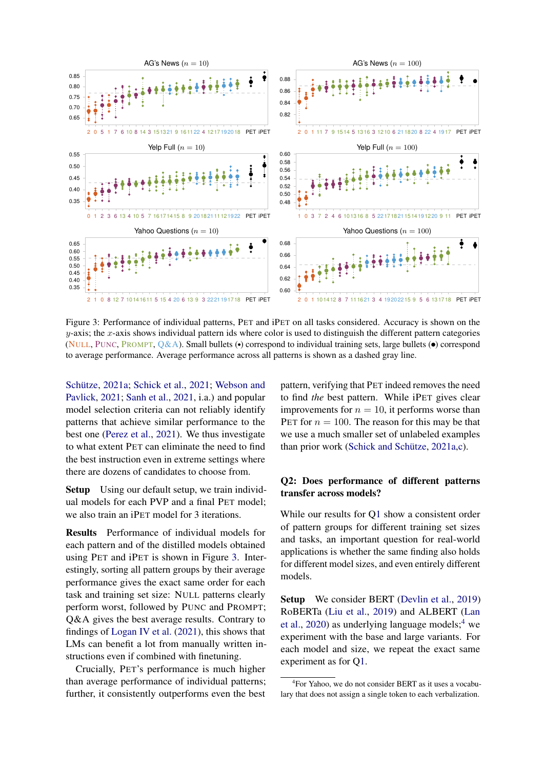Figure 3: Performance of individual patterns, PET and iPET on all tasks considered. Accuracy is shown on the $y$-axis; the $x$-axis shows individual pattern ids where color is used to distinguish the different pattern categories (NULL, PUNC, PROMPT, Q&A). Small bullets (•) correspond to individual training sets, large bullets (●) correspond to average performance. Average performance across all patterns is shown as a dashed gray line.

Schütze, 2021a; Schick et al., 2021; Webson and Pavlick, 2021; Sanh et al., 2021, i.a.) and popular model selection criteria can not reliably identify patterns that achieve similar performance to the best one (Perez et al., 2021). We thus investigate to what extent PET can eliminate the need to find the best instruction even in extreme settings where there are dozens of candidates to choose from.

**Setup** Using our default setup, we train individual models for each PVP and a final PET model; we also train an iPET model for 3 iterations.

**Results** Performance of individual models for each pattern and of the distilled models obtained using PET and iPET is shown in Figure 3. Interestingly, sorting all pattern groups by their average performance gives the exact same order for each task and training set size: NULL patterns clearly perform worst, followed by PUNC and PROMPT; Q&A gives the best average results. Contrary to findings of Logan IV et al. (2021), this shows that LMs can benefit a lot from manually written instructions even if combined with finetuning.

Crucially, PET's performance is much higher than average performance of individual patterns; further, it consistently outperforms even the best pattern, verifying that PET indeed removes the need to find *the* best pattern. While iPET gives clear improvements for $n = 10$, it performs worse than PET for $n = 100$. The reason for this may be that we use a much smaller set of unlabeled examples than prior work (Schick and Schütze, 2021a,c).

## Q2: Does performance of different patterns transfer across models?

While our results for Q1 show a consistent order of pattern groups for different training set sizes and tasks, an important question for real-world applications is whether the same finding also holds for different model sizes, and even entirely different models.

**Setup** We consider BERT (Devlin et al., 2019) RoBERTa (Liu et al., 2019) and ALBERT (Lan et al., 2020) as underlying language models;[4] we experiment with the base and large variants. For each model and size, we repeat the exact same experiment as for Q1.

[4]For Yahoo, we do not consider BERT as it uses a vocabulary that does not assign a single token to each verbalization.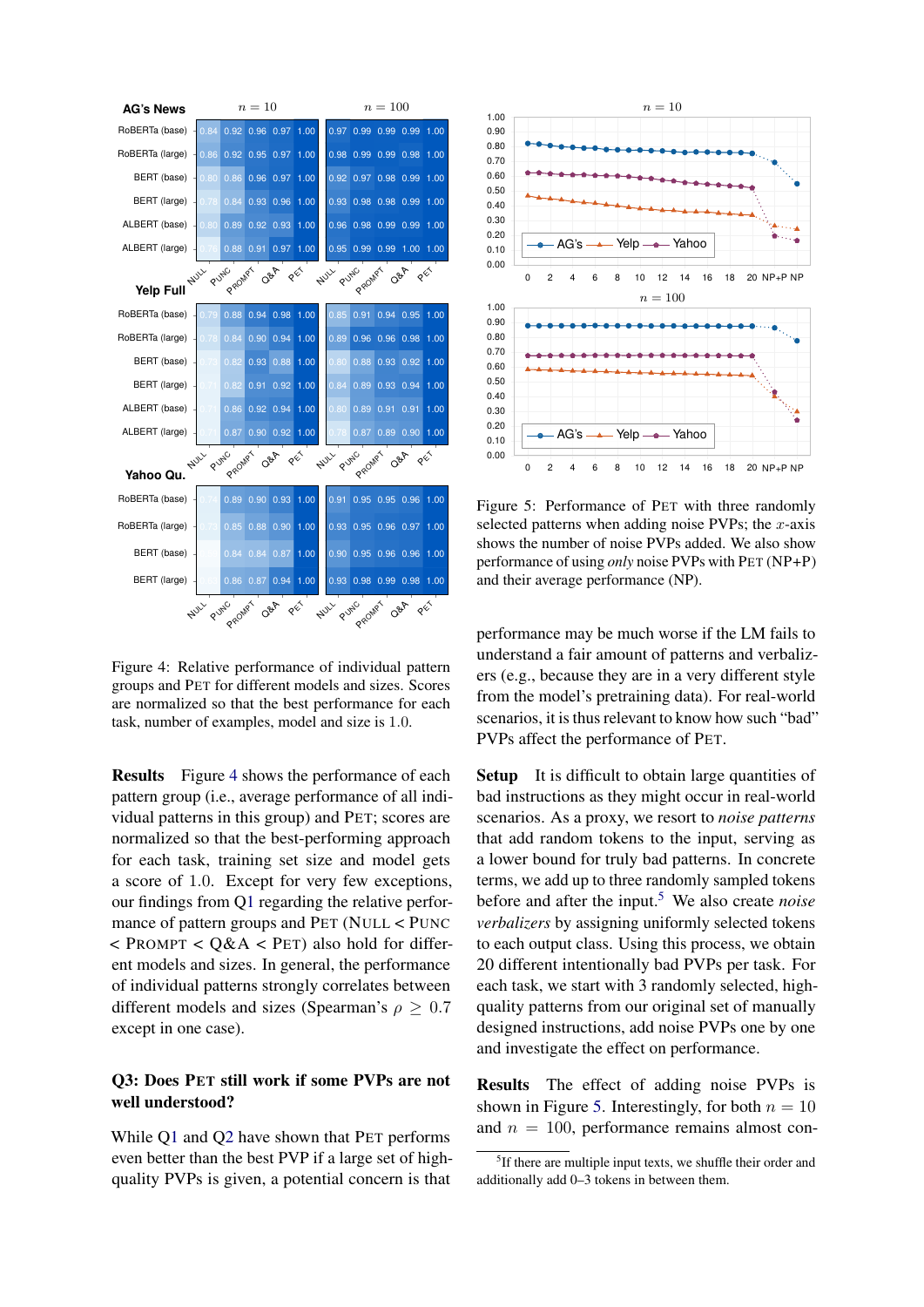Figure 4: Relative performance of individual pattern groups and PET for different models and sizes. Scores are normalized so that the best performance for each task, number of examples, model and size is 1.0.

Figure 5: Performance of PET with three randomly selected patterns when adding noise PVPs; the $x$-axis shows the number of noise PVPs added. We also show performance of using *only* noise PVPs with PET (NP+P) and their average performance (NP).

**Results** Figure 4 shows the performance of each pattern group (i.e., average performance of all individual patterns in this group) and PET; scores are normalized so that the best-performing approach for each task, training set size and model gets a score of 1.0. Except for very few exceptions, our findings from Q1 regarding the relative performance of pattern groups and PET (NULL < PUNC < PROMPT < Q&A < PET) also hold for different models and sizes. In general, the performance of individual patterns strongly correlates between different models and sizes (Spearman's $\rho \geq 0.7$ except in one case).

### Q3: Does PET still work if some PVPs are not well understood?

While Q1 and Q2 have shown that PET performs even better than the best PVP if a large set of high-quality PVPs is given, a potential concern is that performance may be much worse if the LM fails to understand a fair amount of patterns and verbalizers (e.g., because they are in a very different style from the model's pretraining data). For real-world scenarios, it is thus relevant to know how such "bad" PVPs affect the performance of PET.

**Setup** It is difficult to obtain large quantities of bad instructions as they might occur in real-world scenarios. As a proxy, we resort to *noise patterns* that add random tokens to the input, serving as a lower bound for truly bad patterns. In concrete terms, we add up to three randomly sampled tokens before and after the input.[5] We also create *noise verbalizers* by assigning uniformly selected tokens to each output class. Using this process, we obtain 20 different intentionally bad PVPs per task. For each task, we start with 3 randomly selected, high-quality patterns from our original set of manually designed instructions, add noise PVPs one by one and investigate the effect on performance.

**Results** The effect of adding noise PVPs is shown in Figure 5. Interestingly, for both $n = 10$ and $n = 100$, performance remains almost con-

[5] If there are multiple input texts, we shuffle their order and additionally add 0–3 tokens in between them.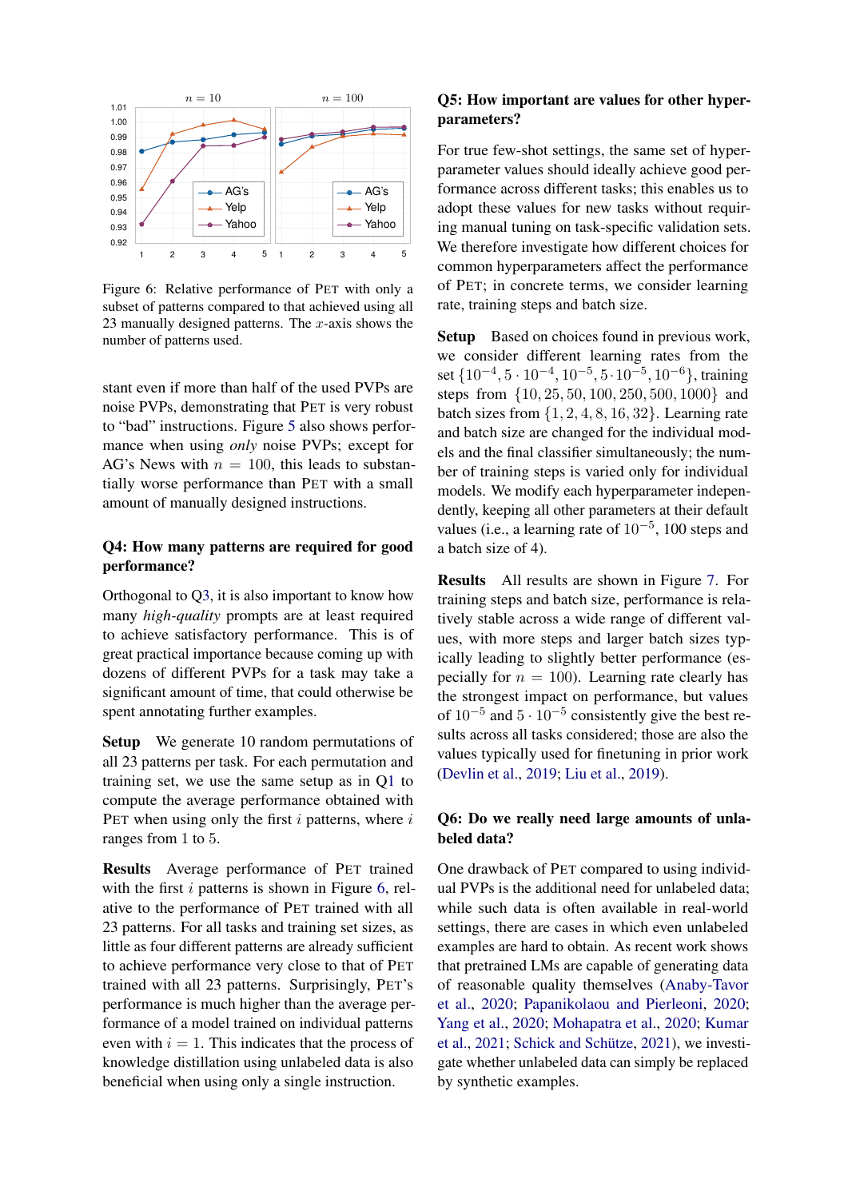Figure 6: Relative performance of PET with only a subset of patterns compared to that achieved using all 23 manually designed patterns. The $x$-axis shows the number of patterns used.

stant even if more than half of the used PVPs are noise PVPs, demonstrating that PET is very robust to "bad" instructions. Figure 5 also shows performance when using *only* noise PVPs; except for AG's News with $n = 100$, this leads to substantially worse performance than PET with a small amount of manually designed instructions.

### Q4: How many patterns are required for good performance?

Orthogonal to Q3, it is also important to know how many *high-quality* prompts are at least required to achieve satisfactory performance. This is of great practical importance because coming up with dozens of different PVPs for a task may take a significant amount of time, that could otherwise be spent annotating further examples.

**Setup** We generate 10 random permutations of all 23 patterns per task. For each permutation and training set, we use the same setup as in Q1 to compute the average performance obtained with PET when using only the first $i$ patterns, where $i$ ranges from 1 to 5.

**Results** Average performance of PET trained with the first $i$ patterns is shown in Figure 6, relative to the performance of PET trained with all 23 patterns. For all tasks and training set sizes, as little as four different patterns are already sufficient to achieve performance very close to that of PET trained with all 23 patterns. Surprisingly, PET's performance is much higher than the average performance of a model trained on individual patterns even with $i = 1$. This indicates that the process of knowledge distillation using unlabeled data is also beneficial when using only a single instruction.

### Q5: How important are values for other hyperparameters?

For true few-shot settings, the same set of hyperparameter values should ideally achieve good performance across different tasks; this enables us to adopt these values for new tasks without requiring manual tuning on task-specific validation sets. We therefore investigate how different choices for common hyperparameters affect the performance of PET; in concrete terms, we consider learning rate, training steps and batch size.

**Setup** Based on choices found in previous work, we consider different learning rates from the set $\{10^{-4}, 5 \cdot 10^{-4}, 10^{-5}, 5 \cdot 10^{-5}, 10^{-6}\}$, training steps from $\{10, 25, 50, 100, 250, 500, 1000\}$ and batch sizes from $\{1, 2, 4, 8, 16, 32\}$. Learning rate and batch size are changed for the individual models and the final classifier simultaneously; the number of training steps is varied only for individual models. We modify each hyperparameter independently, keeping all other parameters at their default values (i.e., a learning rate of $10^{-5}$, 100 steps and a batch size of 4).

**Results** All results are shown in Figure 7. For training steps and batch size, performance is relatively stable across a wide range of different values, with more steps and larger batch sizes typically leading to slightly better performance (especially for $n = 100$). Learning rate clearly has the strongest impact on performance, but values of $10^{-5}$ and $5 \cdot 10^{-5}$ consistently give the best results across all tasks considered; those are also the values typically used for finetuning in prior work (Devlin et al., 2019; Liu et al., 2019).

### Q6: Do we really need large amounts of unlabeled data?

One drawback of PET compared to using individual PVPs is the additional need for unlabeled data; while such data is often available in real-world settings, there are cases in which even unlabeled examples are hard to obtain. As recent work shows that pretrained LMs are capable of generating data of reasonable quality themselves (Anaby-Tavor et al., 2020; Papanikolaou and Pierleoni, 2020; Yang et al., 2020; Mohapatra et al., 2020; Kumar et al., 2021; Schick and Schütze, 2021), we investigate whether unlabeled data can simply be replaced by synthetic examples.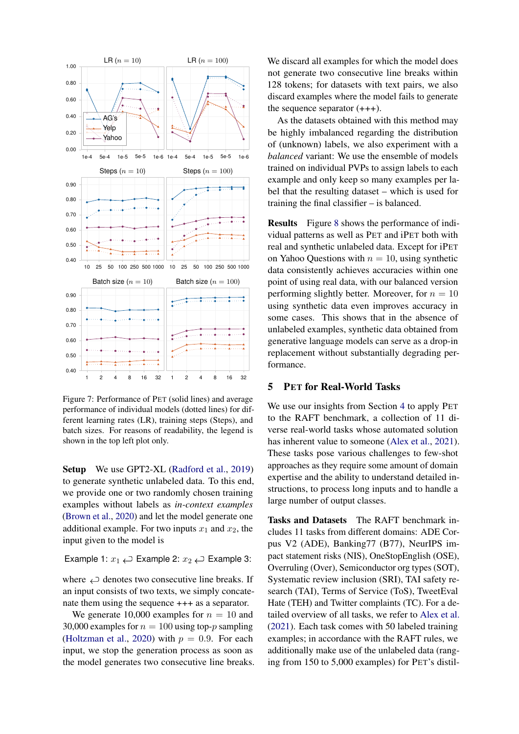Figure 7: Performance of PET (solid lines) and average performance of individual models (dotted lines) for different learning rates (LR), training steps (Steps), and batch sizes. For reasons of readability, the legend is shown in the top left plot only.

**Setup** We use GPT2-XL (Radford et al., 2019) to generate synthetic unlabeled data. To this end, we provide one or two randomly chosen training examples without labels as *in-context examples* (Brown et al., 2020) and let the model generate one additional example. For two inputs $x_1$ and $x_2$, the input given to the model is

Example 1: $x_1$ ↩ Example 2: $x_2$ ↩ Example 3:

where ↩ denotes two consecutive line breaks. If an input consists of two texts, we simply concatenate them using the sequence +++ as a separator.

We generate 10,000 examples for $n = 10$ and 30,000 examples for $n = 100$ using top-$p$ sampling (Holtzman et al., 2020) with $p = 0.9$. For each input, we stop the generation process as soon as the model generates two consecutive line breaks. We discard all examples for which the model does not generate two consecutive line breaks within 128 tokens; for datasets with text pairs, we also discard examples where the model fails to generate the sequence separator (+++).

As the datasets obtained with this method may be highly imbalanced regarding the distribution of (unknown) labels, we also experiment with a *balanced* variant: We use the ensemble of models trained on individual PVPs to assign labels to each example and only keep so many examples per label that the resulting dataset – which is used for training the final classifier – is balanced.

**Results** Figure 8 shows the performance of individual patterns as well as PET and iPET both with real and synthetic unlabeled data. Except for iPET on Yahoo Questions with $n = 10$, using synthetic data consistently achieves accuracies within one point of using real data, with our balanced version performing slightly better. Moreover, for $n = 10$ using synthetic data even improves accuracy in some cases. This shows that in the absence of unlabeled examples, synthetic data obtained from generative language models can serve as a drop-in replacement without substantially degrading performance.

## 5 PET for Real-World Tasks

We use our insights from Section 4 to apply PET to the RAFT benchmark, a collection of 11 diverse real-world tasks whose automated solution has inherent value to someone (Alex et al., 2021). These tasks pose various challenges to few-shot approaches as they require some amount of domain expertise and the ability to understand detailed instructions, to process long inputs and to handle a large number of output classes.

**Tasks and Datasets** The RAFT benchmark includes 11 tasks from different domains: ADE Corpus V2 (ADE), Banking77 (B77), NeurIPS impact statement risks (NIS), OneStopEnglish (OSE), Overruling (Over), Semiconductor org types (SOT), Systematic review inclusion (SRI), TAI safety research (TAI), Terms of Service (ToS), TweetEval Hate (TEH) and Twitter complaints (TC). For a detailed overview of all tasks, we refer to Alex et al. (2021). Each task comes with 50 labeled training examples; in accordance with the RAFT rules, we additionally make use of the unlabeled data (ranging from 150 to 5,000 examples) for PET's distil-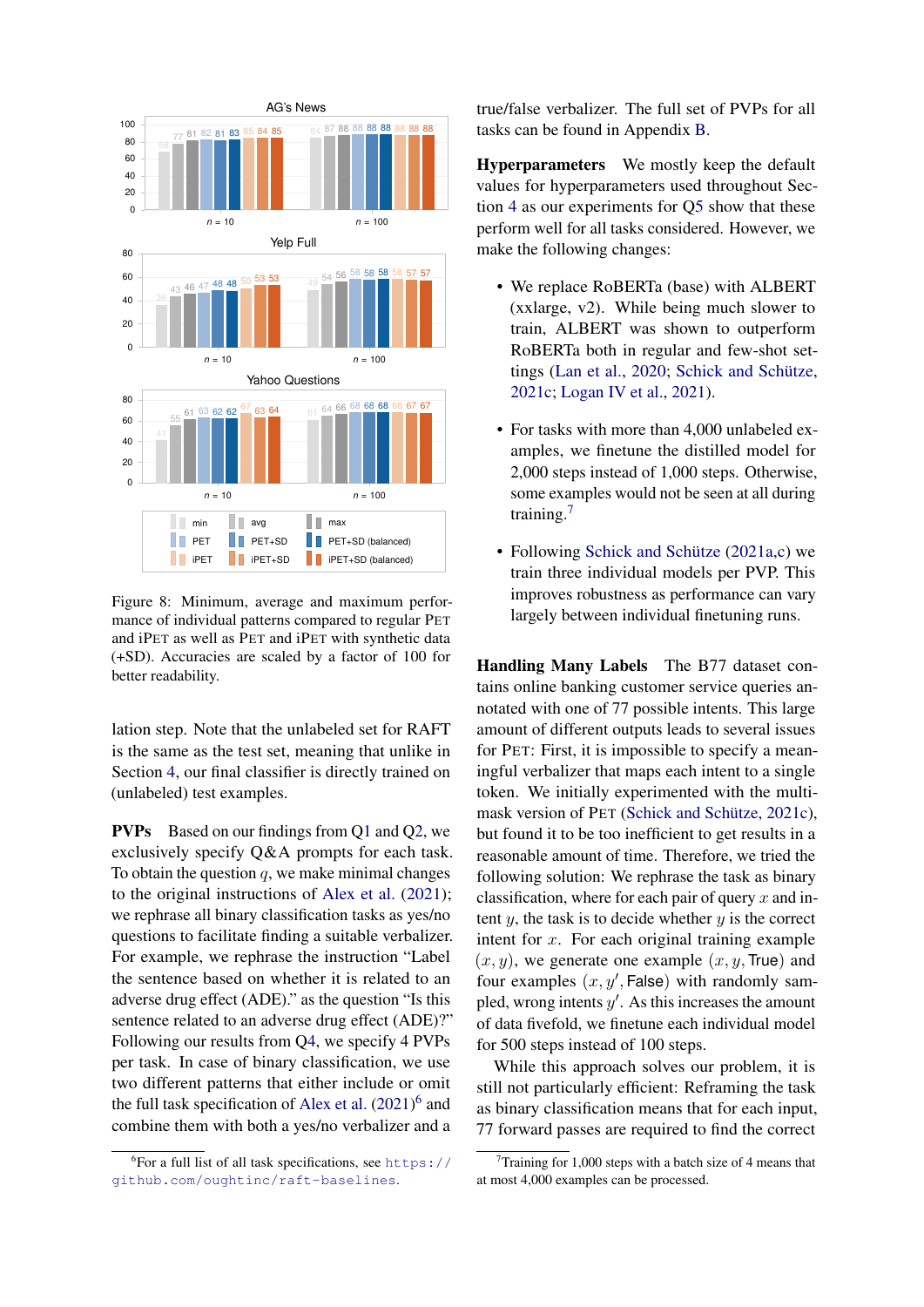Figure 8: Minimum, average and maximum performance of individual patterns compared to regular PET and iPET as well as PET and iPET with synthetic data (+SD). Accuracies are scaled by a factor of 100 for better readability.

lation step. Note that the unlabeled set for RAFT is the same as the test set, meaning that unlike in Section 4, our final classifier is directly trained on (unlabeled) test examples.

**PVPs** Based on our findings from Q1 and Q2, we exclusively specify Q&A prompts for each task. To obtain the question $q$, we make minimal changes to the original instructions of Alex et al. (2021); we rephrase all binary classification tasks as yes/no questions to facilitate finding a suitable verbalizer. For example, we rephrase the instruction "Label the sentence based on whether it is related to an adverse drug effect (ADE)." as the question "Is this sentence related to an adverse drug effect (ADE)?" Following our results from Q4, we specify 4 PVPs per task. In case of binary classification, we use two different patterns that either include or omit the full task specification of Alex et al. (2021)[6] and combine them with both a yes/no verbalizer and a true/false verbalizer. The full set of PVPs for all tasks can be found in Appendix B.

**Hyperparameters** We mostly keep the default values for hyperparameters used throughout Section 4 as our experiments for Q5 show that these perform well for all tasks considered. However, we make the following changes:

- We replace RoBERTa (base) with ALBERT (xxlarge, v2). While being much slower to train, ALBERT was shown to outperform RoBERTa both in regular and few-shot settings (Lan et al., 2020; Schick and Schütze, 2021c; Logan IV et al., 2021).
- For tasks with more than 4,000 unlabeled examples, we finetune the distilled model for 2,000 steps instead of 1,000 steps. Otherwise, some examples would not be seen at all during training.[7]
- Following Schick and Schütze (2021a,c) we train three individual models per PVP. This improves robustness as performance can vary largely between individual finetuning runs.

**Handling Many Labels** The B77 dataset contains online banking customer service queries annotated with one of 77 possible intents. This large amount of different outputs leads to several issues for PET: First, it is impossible to specify a meaningful verbalizer that maps each intent to a single token. We initially experimented with the multi-mask version of PET (Schick and Schütze, 2021c), but found it to be too inefficient to get results in a reasonable amount of time. Therefore, we tried the following solution: We rephrase the task as binary classification, where for each pair of query $x$ and intent $y$, the task is to decide whether $y$ is the correct intent for $x$. For each original training example $(x, y)$, we generate one example $(x, y, \mathsf{True})$ and four examples $(x, y', \mathsf{False})$ with randomly sampled, wrong intents $y'$. As this increases the amount of data fivefold, we finetune each individual model for 500 steps instead of 100 steps.

While this approach solves our problem, it is still not particularly efficient: Reframing the task as binary classification means that for each input, 77 forward passes are required to find the correct

[6] For a full list of all task specifications, see https://github.com/oughtinc/raft-baselines.

[7] Training for 1,000 steps with a batch size of 4 means that at most 4,000 examples can be processed.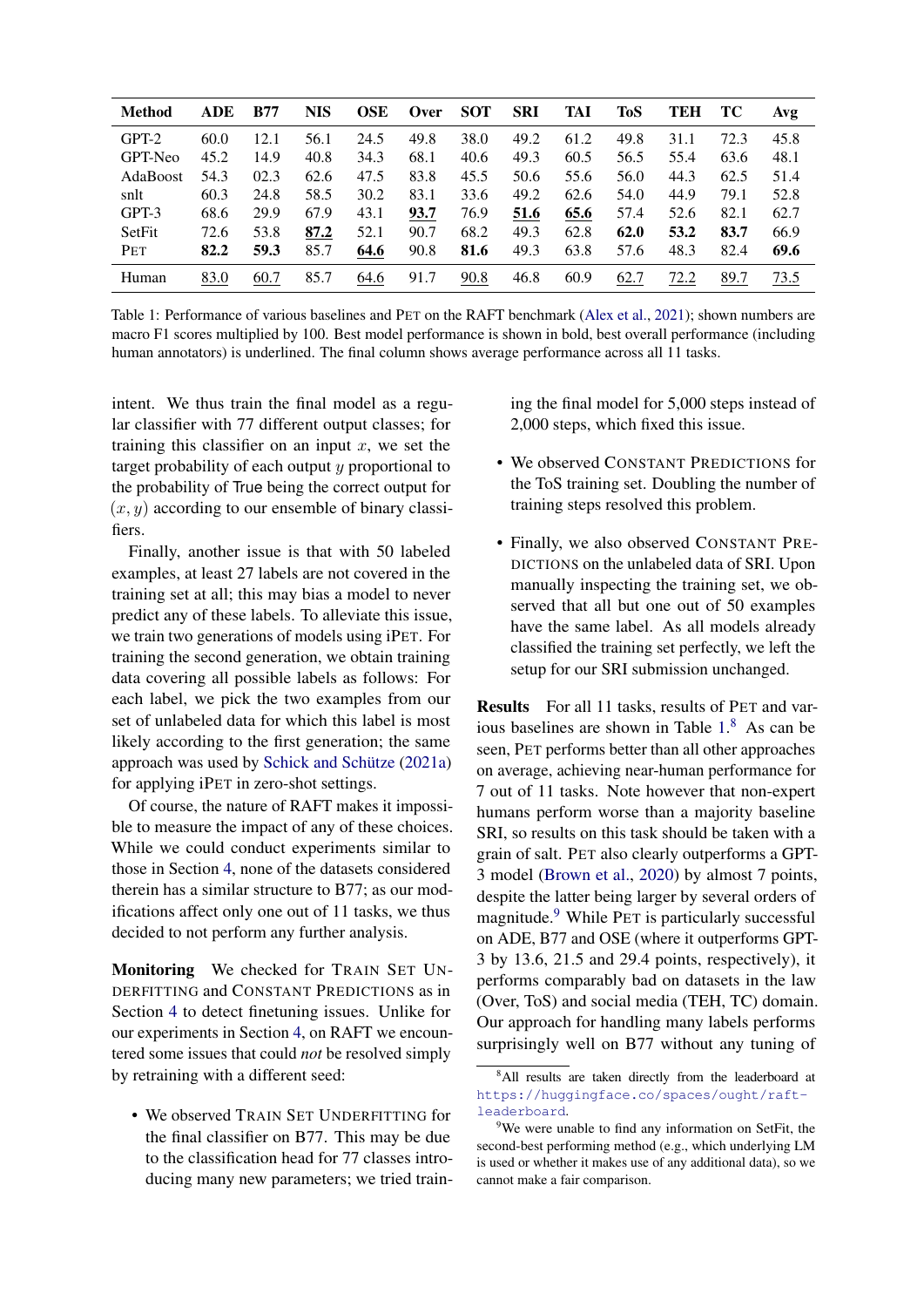| Method | ADE | B77 | NIS | OSE | Over | SOT | SRI | TAI | ToS | TEH | TC | Avg |
|---|---|---|---|---|---|---|---|---|---|---|---|---|
| GPT-2 | 60.0 | 12.1 | 56.1 | 24.5 | 49.8 | 38.0 | 49.2 | 61.2 | 49.8 | 31.1 | 72.3 | 45.8 |
| GPT-Neo | 45.2 | 14.9 | 40.8 | 34.3 | 68.1 | 40.6 | 49.3 | 60.5 | 56.5 | 55.4 | 63.6 | 48.1 |
| AdaBoost | 54.3 | 02.3 | 62.6 | 47.5 | 83.8 | 45.5 | 50.6 | 55.6 | 56.0 | 44.3 | 62.5 | 51.4 |
| snlt | 60.3 | 24.8 | 58.5 | 30.2 | 83.1 | 33.6 | 49.2 | 62.6 | 54.0 | 44.9 | 79.1 | 52.8 |
| GPT-3 | 68.6 | 29.9 | 67.9 | 43.1 | **93.7** | 76.9 | **51.6** | **65.6** | 57.4 | 52.6 | 82.1 | 62.7 |
| SetFit | 72.6 | 53.8 | **87.2** | 52.1 | 90.7 | 68.2 | 49.3 | 62.8 | **62.0** | **53.2** | **83.7** | 66.9 |
| PET | **82.2** | **59.3** | 85.7 | **64.6** | 90.8 | **81.6** | 49.3 | 63.8 | 57.6 | 48.3 | 82.4 | **69.6** |
| Human | 83.0 | 60.7 | 85.7 | 64.6 | 91.7 | 90.8 | 46.8 | 60.9 | 62.7 | 72.2 | 89.7 | 73.5 |

Table 1: Performance of various baselines and PET on the RAFT benchmark (Alex et al., 2021); shown numbers are macro F1 scores multiplied by 100. Best model performance is shown in bold, best overall performance (including human annotators) is underlined. The final column shows average performance across all 11 tasks.

intent. We thus train the final model as a regular classifier with 77 different output classes; for training this classifier on an input $x$, we set the target probability of each output $y$ proportional to the probability of True being the correct output for $(x, y)$ according to our ensemble of binary classifiers.

Finally, another issue is that with 50 labeled examples, at least 27 labels are not covered in the training set at all; this may bias a model to never predict any of these labels. To alleviate this issue, we train two generations of models using iPET. For training the second generation, we obtain training data covering all possible labels as follows: For each label, we pick the two examples from our set of unlabeled data for which this label is most likely according to the first generation; the same approach was used by Schick and Schütze (2021a) for applying iPET in zero-shot settings.

Of course, the nature of RAFT makes it impossible to measure the impact of any of these choices. While we could conduct experiments similar to those in Section 4, none of the datasets considered therein has a similar structure to B77; as our modifications affect only one out of 11 tasks, we thus decided to not perform any further analysis.

**Monitoring** We checked for TRAIN SET UNDERFITTING and CONSTANT PREDICTIONS as in Section 4 to detect finetuning issues. Unlike for our experiments in Section 4, on RAFT we encountered some issues that could *not* be resolved simply by retraining with a different seed:

- We observed TRAIN SET UNDERFITTING for the final classifier on B77. This may be due to the classification head for 77 classes introducing many new parameters; we tried training the final model for 5,000 steps instead of 2,000 steps, which fixed this issue.
- We observed CONSTANT PREDICTIONS for the ToS training set. Doubling the number of training steps resolved this problem.
- Finally, we also observed CONSTANT PREDICTIONS on the unlabeled data of SRI. Upon manually inspecting the training set, we observed that all but one out of 50 examples have the same label. As all models already classified the training set perfectly, we left the setup for our SRI submission unchanged.

**Results** For all 11 tasks, results of PET and various baselines are shown in Table 1.[8] As can be seen, PET performs better than all other approaches on average, achieving near-human performance for 7 out of 11 tasks. Note however that non-expert humans perform worse than a majority baseline SRI, so results on this task should be taken with a grain of salt. PET also clearly outperforms a GPT-3 model (Brown et al., 2020) by almost 7 points, despite the latter being larger by several orders of magnitude.[9] While PET is particularly successful on ADE, B77 and OSE (where it outperforms GPT-3 by 13.6, 21.5 and 29.4 points, respectively), it performs comparably bad on datasets in the law (Over, ToS) and social media (TEH, TC) domain. Our approach for handling many labels performs surprisingly well on B77 without any tuning of

[8] All results are taken directly from the leaderboard at https://huggingface.co/spaces/ought/raft-leaderboard.

[9] We were unable to find any information on SetFit, the second-best performing method (e.g., which underlying LM is used or whether it makes use of any additional data), so we cannot make a fair comparison.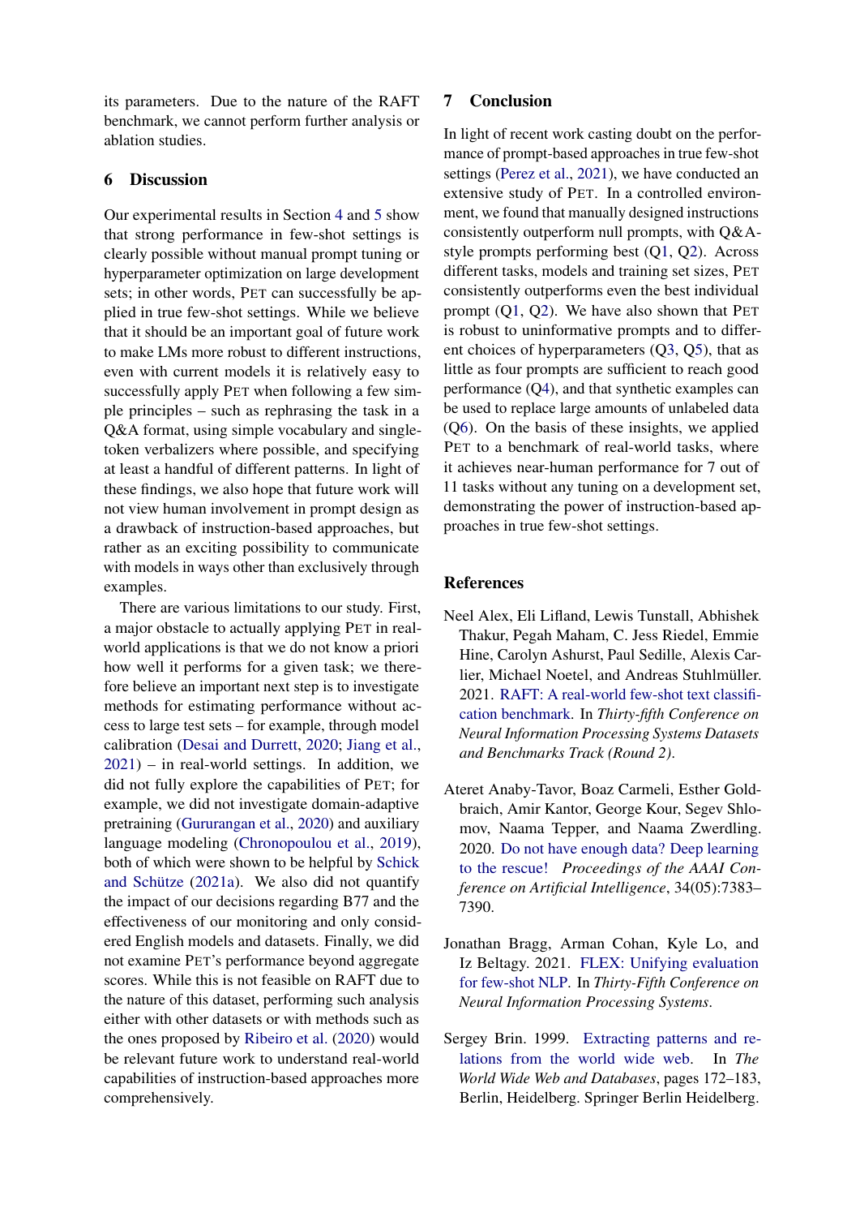its parameters. Due to the nature of the RAFT benchmark, we cannot perform further analysis or ablation studies.

## 6 Discussion

Our experimental results in Section 4 and 5 show that strong performance in few-shot settings is clearly possible without manual prompt tuning or hyperparameter optimization on large development sets; in other words, PET can successfully be applied in true few-shot settings. While we believe that it should be an important goal of future work to make LMs more robust to different instructions, even with current models it is relatively easy to successfully apply PET when following a few simple principles – such as rephrasing the task in a Q&A format, using simple vocabulary and single-token verbalizers where possible, and specifying at least a handful of different patterns. In light of these findings, we also hope that future work will not view human involvement in prompt design as a drawback of instruction-based approaches, but rather as an exciting possibility to communicate with models in ways other than exclusively through examples.

There are various limitations to our study. First, a major obstacle to actually applying PET in real-world applications is that we do not know a priori how well it performs for a given task; we therefore believe an important next step is to investigate methods for estimating performance without access to large test sets – for example, through model calibration (Desai and Durrett, 2020; Jiang et al., 2021) – in real-world settings. In addition, we did not fully explore the capabilities of PET; for example, we did not investigate domain-adaptive pretraining (Gururangan et al., 2020) and auxiliary language modeling (Chronopoulou et al., 2019), both of which were shown to be helpful by Schick and Schütze (2021a). We also did not quantify the impact of our decisions regarding B77 and the effectiveness of our monitoring and only considered English models and datasets. Finally, we did not examine PET's performance beyond aggregate scores. While this is not feasible on RAFT due to the nature of this dataset, performing such analysis either with other datasets or with methods such as the ones proposed by Ribeiro et al. (2020) would be relevant future work to understand real-world capabilities of instruction-based approaches more comprehensively.

## 7 Conclusion

In light of recent work casting doubt on the performance of prompt-based approaches in true few-shot settings (Perez et al., 2021), we have conducted an extensive study of PET. In a controlled environment, we found that manually designed instructions consistently outperform null prompts, with Q&A-style prompts performing best (Q1, Q2). Across different tasks, models and training set sizes, PET consistently outperforms even the best individual prompt (Q1, Q2). We have also shown that PET is robust to uninformative prompts and to different choices of hyperparameters (Q3, Q5), that as little as four prompts are sufficient to reach good performance (Q4), and that synthetic examples can be used to replace large amounts of unlabeled data (Q6). On the basis of these insights, we applied PET to a benchmark of real-world tasks, where it achieves near-human performance for 7 out of 11 tasks without any tuning on a development set, demonstrating the power of instruction-based approaches in true few-shot settings.

## References

Neel Alex, Eli Lifland, Lewis Tunstall, Abhishek Thakur, Pegah Maham, C. Jess Riedel, Emmie Hine, Carolyn Ashurst, Paul Sedille, Alexis Carlier, Michael Noetel, and Andreas Stuhlmüller. 2021. RAFT: A real-world few-shot text classification benchmark. In *Thirty-fifth Conference on Neural Information Processing Systems Datasets and Benchmarks Track (Round 2)*.

Ateret Anaby-Tavor, Boaz Carmeli, Esther Goldbraich, Amir Kantor, George Kour, Segev Shlomov, Naama Tepper, and Naama Zwerdling. 2020. Do not have enough data? Deep learning to the rescue! *Proceedings of the AAAI Conference on Artificial Intelligence*, 34(05):7383–7390.

Jonathan Bragg, Arman Cohan, Kyle Lo, and Iz Beltagy. 2021. FLEX: Unifying evaluation for few-shot NLP. In *Thirty-Fifth Conference on Neural Information Processing Systems*.

Sergey Brin. 1999. Extracting patterns and relations from the world wide web. In *The World Wide Web and Databases*, pages 172–183, Berlin, Heidelberg. Springer Berlin Heidelberg.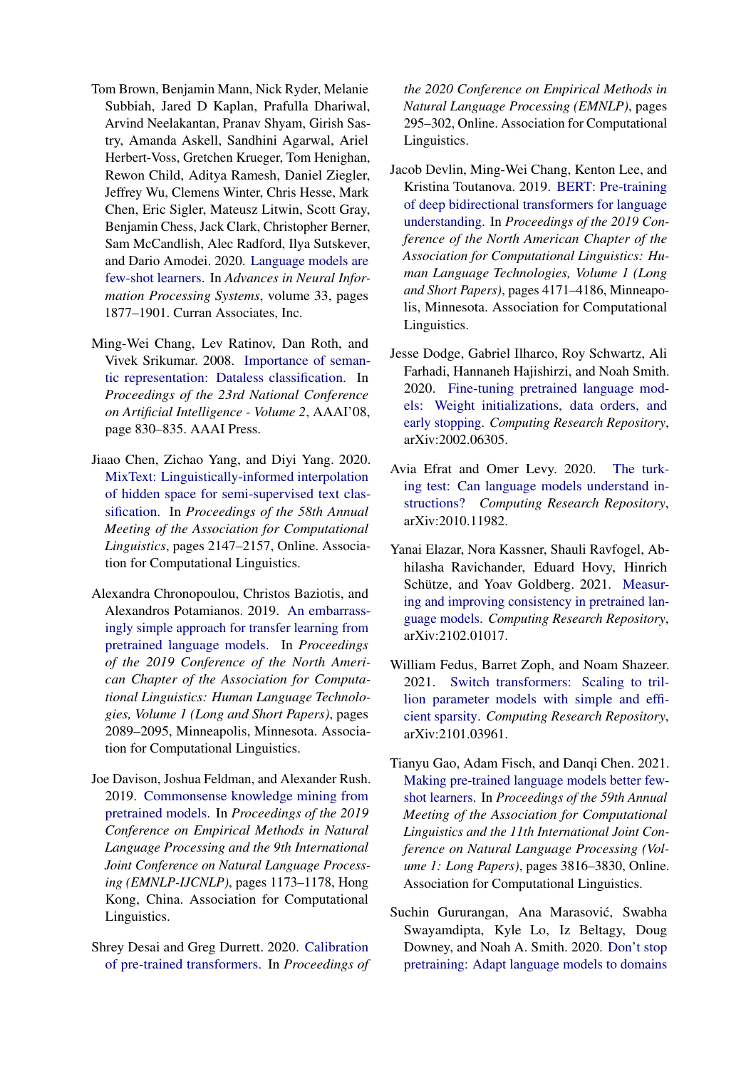Tom Brown, Benjamin Mann, Nick Ryder, Melanie Subbiah, Jared D Kaplan, Prafulla Dhariwal, Arvind Neelakantan, Pranav Shyam, Girish Sastry, Amanda Askell, Sandhini Agarwal, Ariel Herbert-Voss, Gretchen Krueger, Tom Henighan, Rewon Child, Aditya Ramesh, Daniel Ziegler, Jeffrey Wu, Clemens Winter, Chris Hesse, Mark Chen, Eric Sigler, Mateusz Litwin, Scott Gray, Benjamin Chess, Jack Clark, Christopher Berner, Sam McCandlish, Alec Radford, Ilya Sutskever, and Dario Amodei. 2020. Language models are few-shot learners. In *Advances in Neural Information Processing Systems*, volume 33, pages 1877–1901. Curran Associates, Inc.

Ming-Wei Chang, Lev Ratinov, Dan Roth, and Vivek Srikumar. 2008. Importance of semantic representation: Dataless classification. In *Proceedings of the 23rd National Conference on Artificial Intelligence - Volume 2*, AAAI'08, page 830–835. AAAI Press.

Jiaao Chen, Zichao Yang, and Diyi Yang. 2020. MixText: Linguistically-informed interpolation of hidden space for semi-supervised text classification. In *Proceedings of the 58th Annual Meeting of the Association for Computational Linguistics*, pages 2147–2157, Online. Association for Computational Linguistics.

Alexandra Chronopoulou, Christos Baziotis, and Alexandros Potamianos. 2019. An embarrassingly simple approach for transfer learning from pretrained language models. In *Proceedings of the 2019 Conference of the North American Chapter of the Association for Computational Linguistics: Human Language Technologies, Volume 1 (Long and Short Papers)*, pages 2089–2095, Minneapolis, Minnesota. Association for Computational Linguistics.

Joe Davison, Joshua Feldman, and Alexander Rush. 2019. Commonsense knowledge mining from pretrained models. In *Proceedings of the 2019 Conference on Empirical Methods in Natural Language Processing and the 9th International Joint Conference on Natural Language Processing (EMNLP-IJCNLP)*, pages 1173–1178, Hong Kong, China. Association for Computational Linguistics.

Shrey Desai and Greg Durrett. 2020. Calibration of pre-trained transformers. In *Proceedings of the 2020 Conference on Empirical Methods in Natural Language Processing (EMNLP)*, pages 295–302, Online. Association for Computational Linguistics.

Jacob Devlin, Ming-Wei Chang, Kenton Lee, and Kristina Toutanova. 2019. BERT: Pre-training of deep bidirectional transformers for language understanding. In *Proceedings of the 2019 Conference of the North American Chapter of the Association for Computational Linguistics: Human Language Technologies, Volume 1 (Long and Short Papers)*, pages 4171–4186, Minneapolis, Minnesota. Association for Computational Linguistics.

Jesse Dodge, Gabriel Ilharco, Roy Schwartz, Ali Farhadi, Hannaneh Hajishirzi, and Noah Smith. 2020. Fine-tuning pretrained language models: Weight initializations, data orders, and early stopping. *Computing Research Repository*, arXiv:2002.06305.

Avia Efrat and Omer Levy. 2020. The turking test: Can language models understand instructions? *Computing Research Repository*, arXiv:2010.11982.

Yanai Elazar, Nora Kassner, Shauli Ravfogel, Abhilasha Ravichander, Eduard Hovy, Hinrich Schütze, and Yoav Goldberg. 2021. Measuring and improving consistency in pretrained language models. *Computing Research Repository*, arXiv:2102.01017.

William Fedus, Barret Zoph, and Noam Shazeer. 2021. Switch transformers: Scaling to trillion parameter models with simple and efficient sparsity. *Computing Research Repository*, arXiv:2101.03961.

Tianyu Gao, Adam Fisch, and Danqi Chen. 2021. Making pre-trained language models better few-shot learners. In *Proceedings of the 59th Annual Meeting of the Association for Computational Linguistics and the 11th International Joint Conference on Natural Language Processing (Volume 1: Long Papers)*, pages 3816–3830, Online. Association for Computational Linguistics.

Suchin Gururangan, Ana Marasović, Swabha Swayamdipta, Kyle Lo, Iz Beltagy, Doug Downey, and Noah A. Smith. 2020. Don't stop pretraining: Adapt language models to domains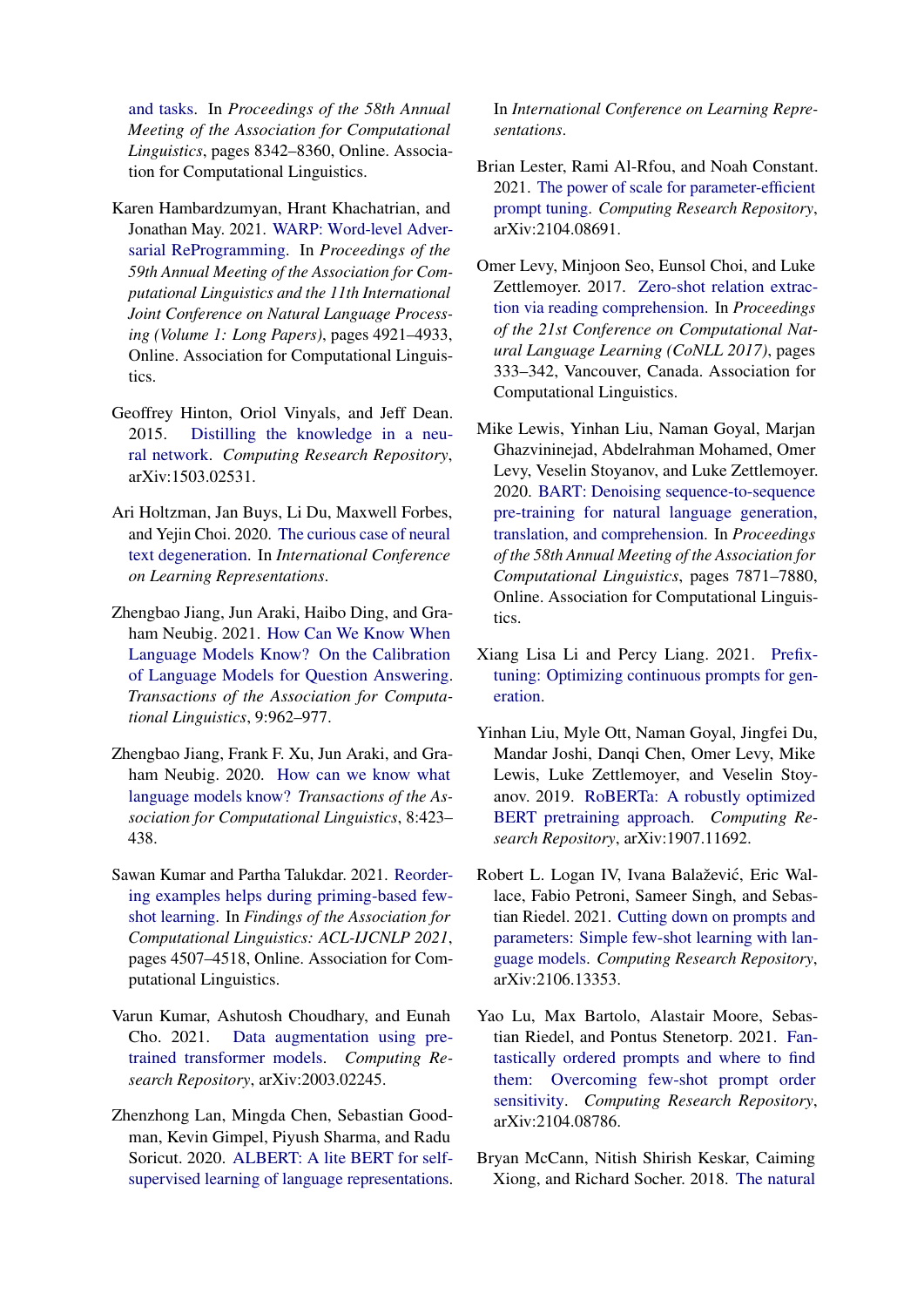and tasks. In *Proceedings of the 58th Annual Meeting of the Association for Computational Linguistics*, pages 8342–8360, Online. Association for Computational Linguistics.

Karen Hambardzumyan, Hrant Khachatrian, and Jonathan May. 2021. WARP: Word-level Adversarial ReProgramming. In *Proceedings of the 59th Annual Meeting of the Association for Computational Linguistics and the 11th International Joint Conference on Natural Language Processing (Volume 1: Long Papers)*, pages 4921–4933, Online. Association for Computational Linguistics.

Geoffrey Hinton, Oriol Vinyals, and Jeff Dean. 2015. Distilling the knowledge in a neural network. *Computing Research Repository*, arXiv:1503.02531.

Ari Holtzman, Jan Buys, Li Du, Maxwell Forbes, and Yejin Choi. 2020. The curious case of neural text degeneration. In *International Conference on Learning Representations*.

Zhengbao Jiang, Jun Araki, Haibo Ding, and Graham Neubig. 2021. How Can We Know When Language Models Know? On the Calibration of Language Models for Question Answering. *Transactions of the Association for Computational Linguistics*, 9:962–977.

Zhengbao Jiang, Frank F. Xu, Jun Araki, and Graham Neubig. 2020. How can we know what language models know? *Transactions of the Association for Computational Linguistics*, 8:423–438.

Sawan Kumar and Partha Talukdar. 2021. Reordering examples helps during priming-based few-shot learning. In *Findings of the Association for Computational Linguistics: ACL-IJCNLP 2021*, pages 4507–4518, Online. Association for Computational Linguistics.

Varun Kumar, Ashutosh Choudhary, and Eunah Cho. 2021. Data augmentation using pre-trained transformer models. *Computing Research Repository*, arXiv:2003.02245.

Zhenzhong Lan, Mingda Chen, Sebastian Goodman, Kevin Gimpel, Piyush Sharma, and Radu Soricut. 2020. ALBERT: A lite BERT for self-supervised learning of language representations. In *International Conference on Learning Representations*.

Brian Lester, Rami Al-Rfou, and Noah Constant. 2021. The power of scale for parameter-efficient prompt tuning. *Computing Research Repository*, arXiv:2104.08691.

Omer Levy, Minjoon Seo, Eunsol Choi, and Luke Zettlemoyer. 2017. Zero-shot relation extraction via reading comprehension. In *Proceedings of the 21st Conference on Computational Natural Language Learning (CoNLL 2017)*, pages 333–342, Vancouver, Canada. Association for Computational Linguistics.

Mike Lewis, Yinhan Liu, Naman Goyal, Marjan Ghazvininejad, Abdelrahman Mohamed, Omer Levy, Veselin Stoyanov, and Luke Zettlemoyer. 2020. BART: Denoising sequence-to-sequence pre-training for natural language generation, translation, and comprehension. In *Proceedings of the 58th Annual Meeting of the Association for Computational Linguistics*, pages 7871–7880, Online. Association for Computational Linguistics.

Xiang Lisa Li and Percy Liang. 2021. Prefix-tuning: Optimizing continuous prompts for generation.

Yinhan Liu, Myle Ott, Naman Goyal, Jingfei Du, Mandar Joshi, Danqi Chen, Omer Levy, Mike Lewis, Luke Zettlemoyer, and Veselin Stoyanov. 2019. RoBERTa: A robustly optimized BERT pretraining approach. *Computing Research Repository*, arXiv:1907.11692.

Robert L. Logan IV, Ivana Balažević, Eric Wallace, Fabio Petroni, Sameer Singh, and Sebastian Riedel. 2021. Cutting down on prompts and parameters: Simple few-shot learning with language models. *Computing Research Repository*, arXiv:2106.13353.

Yao Lu, Max Bartolo, Alastair Moore, Sebastian Riedel, and Pontus Stenetorp. 2021. Fantastically ordered prompts and where to find them: Overcoming few-shot prompt order sensitivity. *Computing Research Repository*, arXiv:2104.08786.

Bryan McCann, Nitish Shirish Keskar, Caiming Xiong, and Richard Socher. 2018. The natural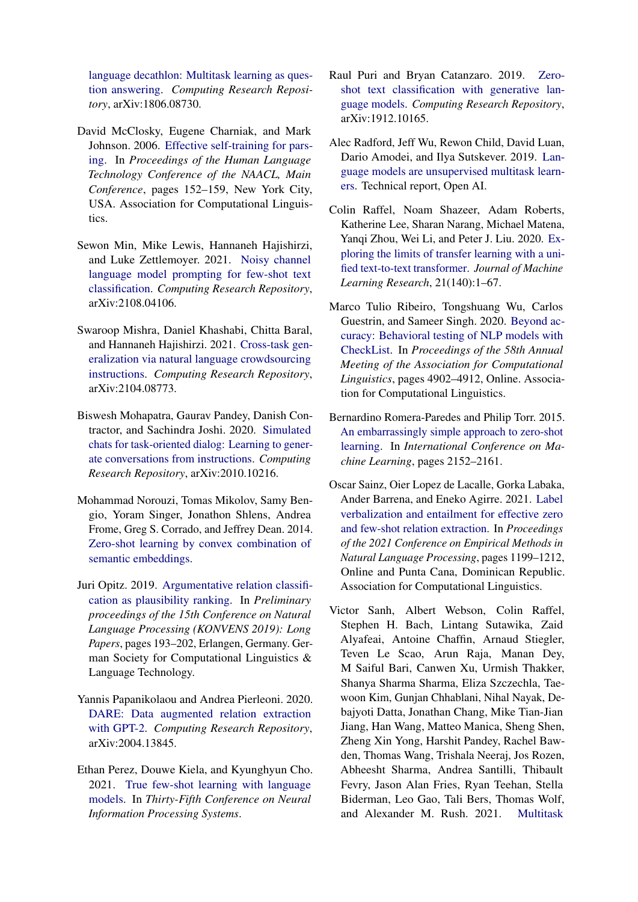language decathlon: Multitask learning as question answering. *Computing Research Repository*, arXiv:1806.08730.

David McClosky, Eugene Charniak, and Mark Johnson. 2006. Effective self-training for parsing. In *Proceedings of the Human Language Technology Conference of the NAACL, Main Conference*, pages 152–159, New York City, USA. Association for Computational Linguistics.

Sewon Min, Mike Lewis, Hannaneh Hajishirzi, and Luke Zettlemoyer. 2021. Noisy channel language model prompting for few-shot text classification. *Computing Research Repository*, arXiv:2108.04106.

Swaroop Mishra, Daniel Khashabi, Chitta Baral, and Hannaneh Hajishirzi. 2021. Cross-task generalization via natural language crowdsourcing instructions. *Computing Research Repository*, arXiv:2104.08773.

Biswesh Mohapatra, Gaurav Pandey, Danish Contractor, and Sachindra Joshi. 2020. Simulated chats for task-oriented dialog: Learning to generate conversations from instructions. *Computing Research Repository*, arXiv:2010.10216.

Mohammad Norouzi, Tomas Mikolov, Samy Bengio, Yoram Singer, Jonathon Shlens, Andrea Frome, Greg S. Corrado, and Jeffrey Dean. 2014. Zero-shot learning by convex combination of semantic embeddings.

Juri Opitz. 2019. Argumentative relation classification as plausibility ranking. In *Preliminary proceedings of the 15th Conference on Natural Language Processing (KONVENS 2019): Long Papers*, pages 193–202, Erlangen, Germany. German Society for Computational Linguistics & Language Technology.

Yannis Papanikolaou and Andrea Pierleoni. 2020. DARE: Data augmented relation extraction with GPT-2. *Computing Research Repository*, arXiv:2004.13845.

Ethan Perez, Douwe Kiela, and Kyunghyun Cho. 2021. True few-shot learning with language models. In *Thirty-Fifth Conference on Neural Information Processing Systems*.

Raul Puri and Bryan Catanzaro. 2019. Zero-shot text classification with generative language models. *Computing Research Repository*, arXiv:1912.10165.

Alec Radford, Jeff Wu, Rewon Child, David Luan, Dario Amodei, and Ilya Sutskever. 2019. Language models are unsupervised multitask learners. Technical report, Open AI.

Colin Raffel, Noam Shazeer, Adam Roberts, Katherine Lee, Sharan Narang, Michael Matena, Yanqi Zhou, Wei Li, and Peter J. Liu. 2020. Exploring the limits of transfer learning with a unified text-to-text transformer. *Journal of Machine Learning Research*, 21(140):1–67.

Marco Tulio Ribeiro, Tongshuang Wu, Carlos Guestrin, and Sameer Singh. 2020. Beyond accuracy: Behavioral testing of NLP models with CheckList. In *Proceedings of the 58th Annual Meeting of the Association for Computational Linguistics*, pages 4902–4912, Online. Association for Computational Linguistics.

Bernardino Romera-Paredes and Philip Torr. 2015. An embarrassingly simple approach to zero-shot learning. In *International Conference on Machine Learning*, pages 2152–2161.

Oscar Sainz, Oier Lopez de Lacalle, Gorka Labaka, Ander Barrena, and Eneko Agirre. 2021. Label verbalization and entailment for effective zero and few-shot relation extraction. In *Proceedings of the 2021 Conference on Empirical Methods in Natural Language Processing*, pages 1199–1212, Online and Punta Cana, Dominican Republic. Association for Computational Linguistics.

Victor Sanh, Albert Webson, Colin Raffel, Stephen H. Bach, Lintang Sutawika, Zaid Alyafeai, Antoine Chaffin, Arnaud Stiegler, Teven Le Scao, Arun Raja, Manan Dey, M Saiful Bari, Canwen Xu, Urmish Thakker, Shanya Sharma Sharma, Eliza Szczechla, Taewoon Kim, Gunjan Chhablani, Nihal Nayak, Debajyoti Datta, Jonathan Chang, Mike Tian-Jian Jiang, Han Wang, Matteo Manica, Sheng Shen, Zheng Xin Yong, Harshit Pandey, Rachel Bawden, Thomas Wang, Trishala Neeraj, Jos Rozen, Abheesht Sharma, Andrea Santilli, Thibault Fevry, Jason Alan Fries, Ryan Teehan, Stella Biderman, Leo Gao, Tali Bers, Thomas Wolf, and Alexander M. Rush. 2021. Multitask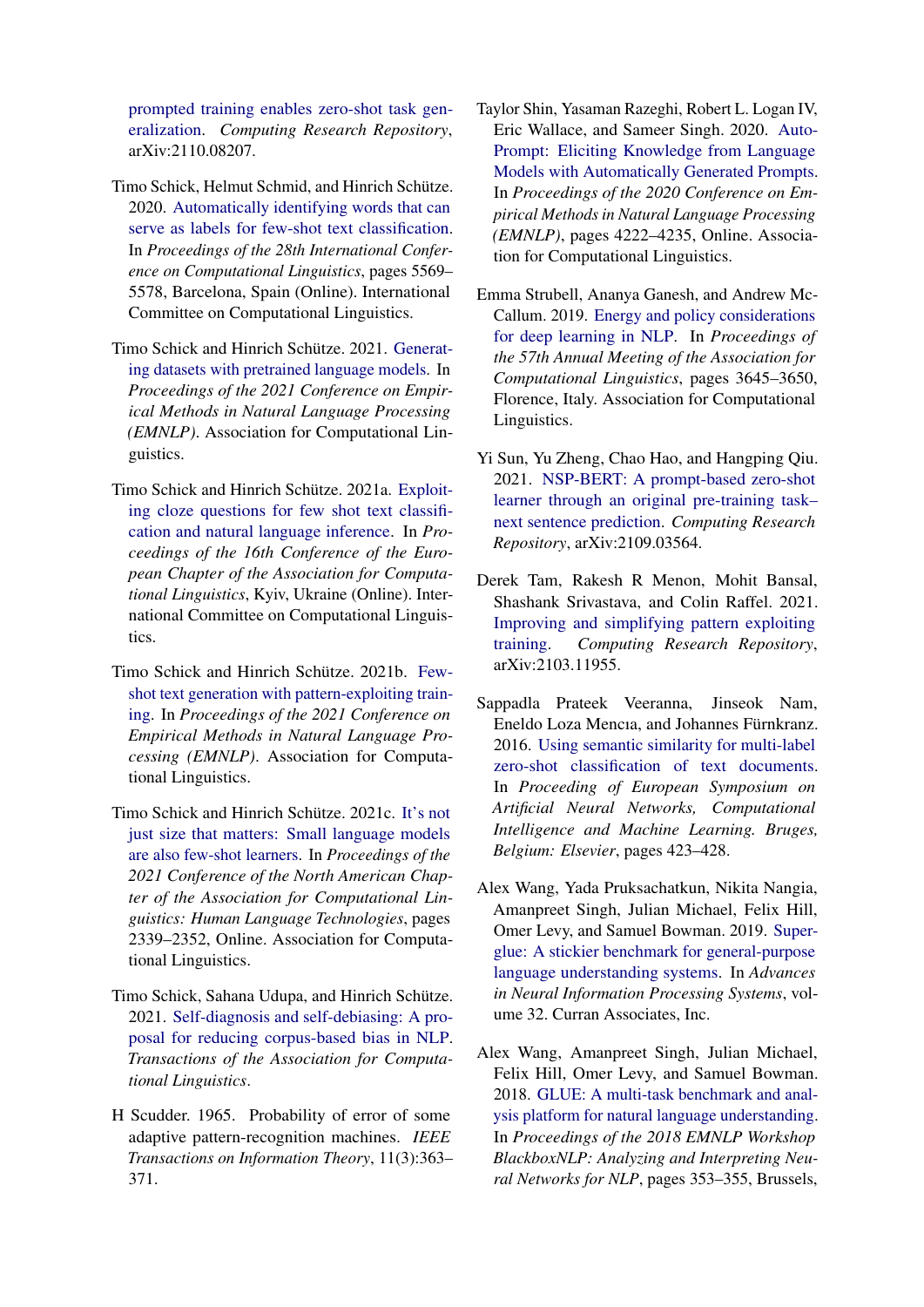prompted training enables zero-shot task generalization. *Computing Research Repository*, arXiv:2110.08207.

Timo Schick, Helmut Schmid, and Hinrich Schütze. 2020. Automatically identifying words that can serve as labels for few-shot text classification. In *Proceedings of the 28th International Conference on Computational Linguistics*, pages 5569–5578, Barcelona, Spain (Online). International Committee on Computational Linguistics.

Timo Schick and Hinrich Schütze. 2021. Generating datasets with pretrained language models. In *Proceedings of the 2021 Conference on Empirical Methods in Natural Language Processing (EMNLP)*. Association for Computational Linguistics.

Timo Schick and Hinrich Schütze. 2021a. Exploiting cloze questions for few shot text classification and natural language inference. In *Proceedings of the 16th Conference of the European Chapter of the Association for Computational Linguistics*, Kyiv, Ukraine (Online). International Committee on Computational Linguistics.

Timo Schick and Hinrich Schütze. 2021b. Few-shot text generation with pattern-exploiting training. In *Proceedings of the 2021 Conference on Empirical Methods in Natural Language Processing (EMNLP)*. Association for Computational Linguistics.

Timo Schick and Hinrich Schütze. 2021c. It's not just size that matters: Small language models are also few-shot learners. In *Proceedings of the 2021 Conference of the North American Chapter of the Association for Computational Linguistics: Human Language Technologies*, pages 2339–2352, Online. Association for Computational Linguistics.

Timo Schick, Sahana Udupa, and Hinrich Schütze. 2021. Self-diagnosis and self-debiasing: A proposal for reducing corpus-based bias in NLP. *Transactions of the Association for Computational Linguistics*.

H Scudder. 1965. Probability of error of some adaptive pattern-recognition machines. *IEEE Transactions on Information Theory*, 11(3):363–371.

Taylor Shin, Yasaman Razeghi, Robert L. Logan IV, Eric Wallace, and Sameer Singh. 2020. AutoPrompt: Eliciting Knowledge from Language Models with Automatically Generated Prompts. In *Proceedings of the 2020 Conference on Empirical Methods in Natural Language Processing (EMNLP)*, pages 4222–4235, Online. Association for Computational Linguistics.

Emma Strubell, Ananya Ganesh, and Andrew McCallum. 2019. Energy and policy considerations for deep learning in NLP. In *Proceedings of the 57th Annual Meeting of the Association for Computational Linguistics*, pages 3645–3650, Florence, Italy. Association for Computational Linguistics.

Yi Sun, Yu Zheng, Chao Hao, and Hangping Qiu. 2021. NSP-BERT: A prompt-based zero-shot learner through an original pre-training task–next sentence prediction. *Computing Research Repository*, arXiv:2109.03564.

Derek Tam, Rakesh R Menon, Mohit Bansal, Shashank Srivastava, and Colin Raffel. 2021. Improving and simplifying pattern exploiting training. *Computing Research Repository*, arXiv:2103.11955.

Sappadla Prateek Veeranna, Jinseok Nam, Eneldo Loza Mencıa, and Johannes Fürnkranz. 2016. Using semantic similarity for multi-label zero-shot classification of text documents. In *Proceeding of European Symposium on Artificial Neural Networks, Computational Intelligence and Machine Learning. Bruges, Belgium: Elsevier*, pages 423–428.

Alex Wang, Yada Pruksachatkun, Nikita Nangia, Amanpreet Singh, Julian Michael, Felix Hill, Omer Levy, and Samuel Bowman. 2019. Superglue: A stickier benchmark for general-purpose language understanding systems. In *Advances in Neural Information Processing Systems*, volume 32. Curran Associates, Inc.

Alex Wang, Amanpreet Singh, Julian Michael, Felix Hill, Omer Levy, and Samuel Bowman. 2018. GLUE: A multi-task benchmark and analysis platform for natural language understanding. In *Proceedings of the 2018 EMNLP Workshop BlackboxNLP: Analyzing and Interpreting Neural Networks for NLP*, pages 353–355, Brussels,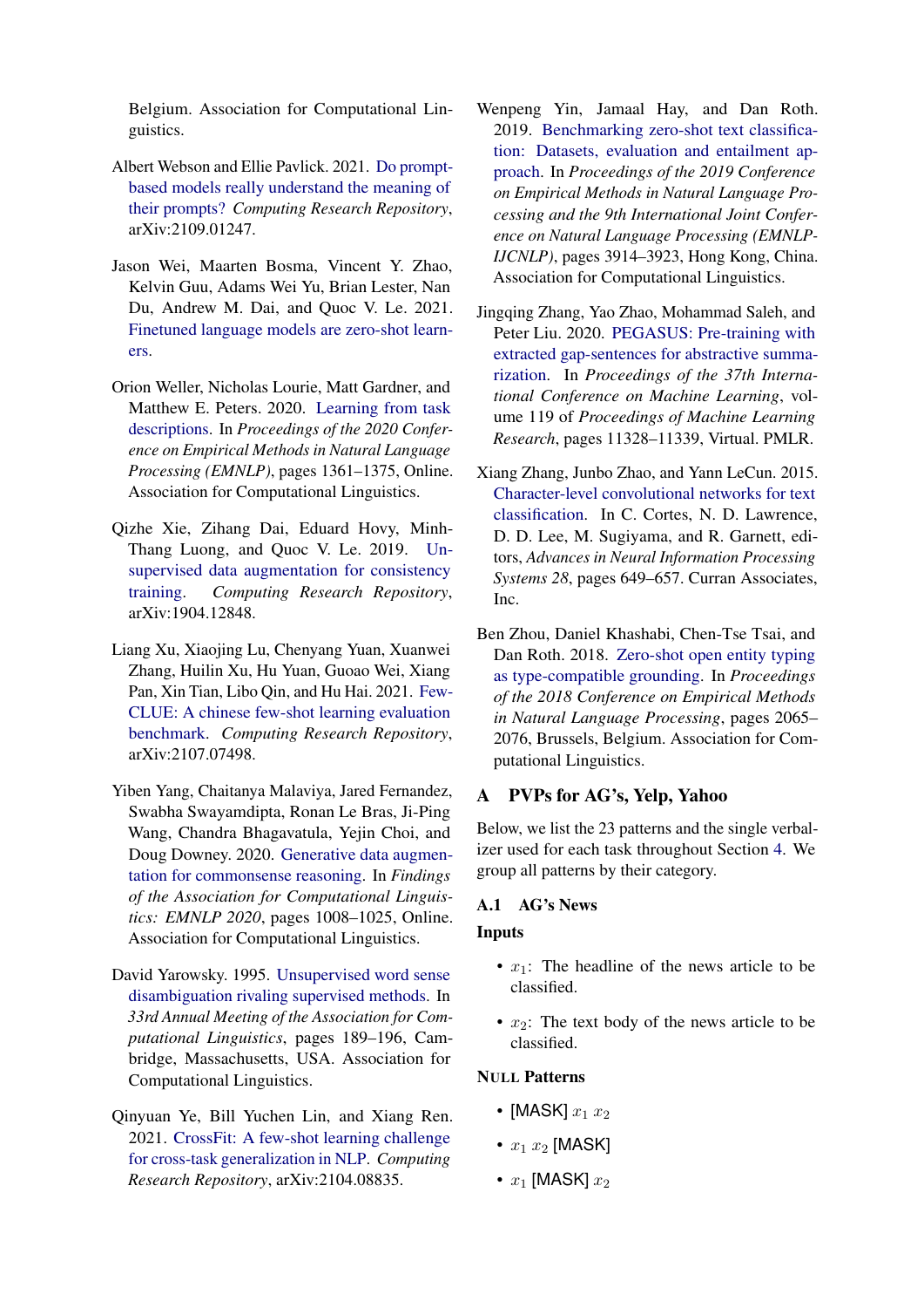Belgium. Association for Computational Linguistics.

Albert Webson and Ellie Pavlick. 2021. Do prompt-based models really understand the meaning of their prompts? *Computing Research Repository*, arXiv:2109.01247.

Jason Wei, Maarten Bosma, Vincent Y. Zhao, Kelvin Guu, Adams Wei Yu, Brian Lester, Nan Du, Andrew M. Dai, and Quoc V. Le. 2021. Finetuned language models are zero-shot learners.

Orion Weller, Nicholas Lourie, Matt Gardner, and Matthew E. Peters. 2020. Learning from task descriptions. In *Proceedings of the 2020 Conference on Empirical Methods in Natural Language Processing (EMNLP)*, pages 1361–1375, Online. Association for Computational Linguistics.

Qizhe Xie, Zihang Dai, Eduard Hovy, Minh-Thang Luong, and Quoc V. Le. 2019. Unsupervised data augmentation for consistency training. *Computing Research Repository*, arXiv:1904.12848.

Liang Xu, Xiaojing Lu, Chenyang Yuan, Xuanwei Zhang, Huilin Xu, Hu Yuan, Guoao Wei, Xiang Pan, Xin Tian, Libo Qin, and Hu Hai. 2021. FewCLUE: A chinese few-shot learning evaluation benchmark. *Computing Research Repository*, arXiv:2107.07498.

Yiben Yang, Chaitanya Malaviya, Jared Fernandez, Swabha Swayamdipta, Ronan Le Bras, Ji-Ping Wang, Chandra Bhagavatula, Yejin Choi, and Doug Downey. 2020. Generative data augmentation for commonsense reasoning. In *Findings of the Association for Computational Linguistics: EMNLP 2020*, pages 1008–1025, Online. Association for Computational Linguistics.

David Yarowsky. 1995. Unsupervised word sense disambiguation rivaling supervised methods. In *33rd Annual Meeting of the Association for Computational Linguistics*, pages 189–196, Cambridge, Massachusetts, USA. Association for Computational Linguistics.

Qinyuan Ye, Bill Yuchen Lin, and Xiang Ren. 2021. CrossFit: A few-shot learning challenge for cross-task generalization in NLP. *Computing Research Repository*, arXiv:2104.08835.

Wenpeng Yin, Jamaal Hay, and Dan Roth. 2019. Benchmarking zero-shot text classification: Datasets, evaluation and entailment approach. In *Proceedings of the 2019 Conference on Empirical Methods in Natural Language Processing and the 9th International Joint Conference on Natural Language Processing (EMNLP-IJCNLP)*, pages 3914–3923, Hong Kong, China. Association for Computational Linguistics.

Jingqing Zhang, Yao Zhao, Mohammad Saleh, and Peter Liu. 2020. PEGASUS: Pre-training with extracted gap-sentences for abstractive summarization. In *Proceedings of the 37th International Conference on Machine Learning*, volume 119 of *Proceedings of Machine Learning Research*, pages 11328–11339, Virtual. PMLR.

Xiang Zhang, Junbo Zhao, and Yann LeCun. 2015. Character-level convolutional networks for text classification. In C. Cortes, N. D. Lawrence, D. D. Lee, M. Sugiyama, and R. Garnett, editors, *Advances in Neural Information Processing Systems 28*, pages 649–657. Curran Associates, Inc.

Ben Zhou, Daniel Khashabi, Chen-Tse Tsai, and Dan Roth. 2018. Zero-shot open entity typing as type-compatible grounding. In *Proceedings of the 2018 Conference on Empirical Methods in Natural Language Processing*, pages 2065–2076, Brussels, Belgium. Association for Computational Linguistics.

# A PVPs for AG's, Yelp, Yahoo

Below, we list the 23 patterns and the single verbalizer used for each task throughout Section 4. We group all patterns by their category.

## A.1 AG's News

### Inputs

- $x_1$: The headline of the news article to be classified.
- $x_2$: The text body of the news article to be classified.

### NULL Patterns

- [MASK] $x_1$ $x_2$
- $x_1$ $x_2$ [MASK]
- $x_1$ [MASK] $x_2$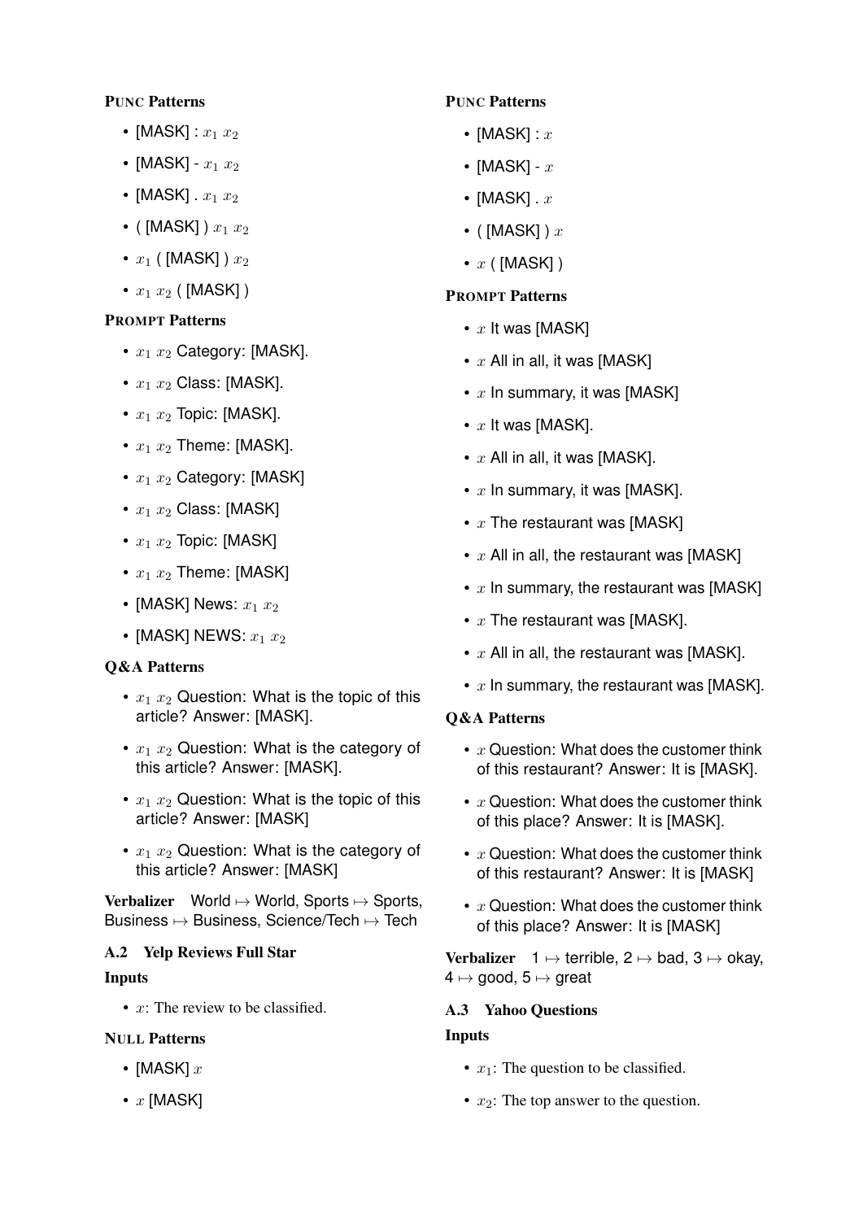**PUNC Patterns**

- [MASK] : $x_1$ $x_2$
- [MASK] - $x_1$ $x_2$
- [MASK] . $x_1$ $x_2$
- ( [MASK] ) $x_1$ $x_2$
- $x_1$ ( [MASK] ) $x_2$
- $x_1$ $x_2$ ( [MASK] )

**PROMPT Patterns**

- $x_1$ $x_2$ Category: [MASK].
- $x_1$ $x_2$ Class: [MASK].
- $x_1$ $x_2$ Topic: [MASK].
- $x_1$ $x_2$ Theme: [MASK].
- $x_1$ $x_2$ Category: [MASK]
- $x_1$ $x_2$ Class: [MASK]
- $x_1$ $x_2$ Topic: [MASK]
- $x_1$ $x_2$ Theme: [MASK]
- [MASK] News: $x_1$ $x_2$
- [MASK] NEWS: $x_1$ $x_2$

**Q&A Patterns**

- $x_1$ $x_2$ Question: What is the topic of this article? Answer: [MASK].
- $x_1$ $x_2$ Question: What is the category of this article? Answer: [MASK].
- $x_1$ $x_2$ Question: What is the topic of this article? Answer: [MASK]
- $x_1$ $x_2$ Question: What is the category of this article? Answer: [MASK]

**Verbalizer** World $\mapsto$ World, Sports $\mapsto$ Sports, Business $\mapsto$ Business, Science/Tech $\mapsto$ Tech

### A.2 Yelp Reviews Full Star

**Inputs**

- $x$: The review to be classified.

**NULL Patterns**

- [MASK] $x$
- $x$ [MASK]

**PUNC Patterns**

- [MASK] : $x$
- [MASK] - $x$
- [MASK] . $x$
- ( [MASK] ) $x$
- $x$ ( [MASK] )

**PROMPT Patterns**

- $x$ It was [MASK]
- $x$ All in all, it was [MASK]
- $x$ In summary, it was [MASK]
- $x$ It was [MASK].
- $x$ All in all, it was [MASK].
- $x$ In summary, it was [MASK].
- $x$ The restaurant was [MASK]
- $x$ All in all, the restaurant was [MASK]
- $x$ In summary, the restaurant was [MASK]
- $x$ The restaurant was [MASK].
- $x$ All in all, the restaurant was [MASK].
- $x$ In summary, the restaurant was [MASK].

**Q&A Patterns**

- $x$ Question: What does the customer think of this restaurant? Answer: It is [MASK].
- $x$ Question: What does the customer think of this place? Answer: It is [MASK].
- $x$ Question: What does the customer think of this restaurant? Answer: It is [MASK]
- $x$ Question: What does the customer think of this place? Answer: It is [MASK]

**Verbalizer** 1 $\mapsto$ terrible, 2 $\mapsto$ bad, 3 $\mapsto$ okay, 4 $\mapsto$ good, 5 $\mapsto$ great

### A.3 Yahoo Questions

**Inputs**

- $x_1$: The question to be classified.
- $x_2$: The top answer to the question.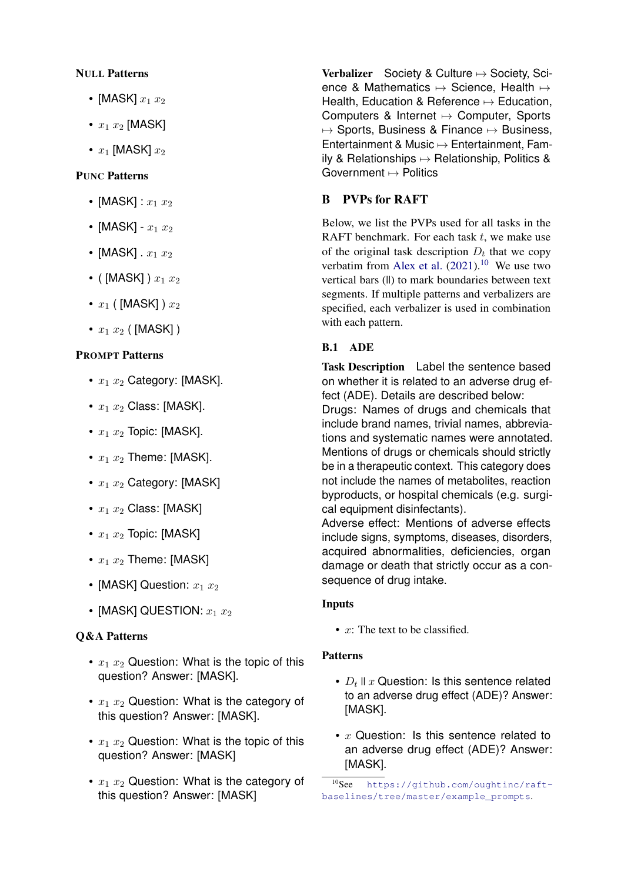**NULL Patterns**

- [MASK] $x_1$ $x_2$
- $x_1$ $x_2$ [MASK]
- $x_1$ [MASK] $x_2$

**PUNC Patterns**

- [MASK] : $x_1$ $x_2$
- [MASK] - $x_1$ $x_2$
- [MASK] . $x_1$ $x_2$
- ( [MASK] ) $x_1$ $x_2$
- $x_1$ ( [MASK] ) $x_2$
- $x_1$ $x_2$ ( [MASK] )

**PROMPT Patterns**

- $x_1$ $x_2$ Category: [MASK].
- $x_1$ $x_2$ Class: [MASK].
- $x_1$ $x_2$ Topic: [MASK].
- $x_1$ $x_2$ Theme: [MASK].
- $x_1$ $x_2$ Category: [MASK]
- $x_1$ $x_2$ Class: [MASK]
- $x_1$ $x_2$ Topic: [MASK]
- $x_1$ $x_2$ Theme: [MASK]
- [MASK] Question: $x_1$ $x_2$
- [MASK] QUESTION: $x_1$ $x_2$

**Q&A Patterns**

- $x_1$ $x_2$ Question: What is the topic of this question? Answer: [MASK].
- $x_1$ $x_2$ Question: What is the category of this question? Answer: [MASK].
- $x_1$ $x_2$ Question: What is the topic of this question? Answer: [MASK]
- $x_1$ $x_2$ Question: What is the category of this question? Answer: [MASK]

**Verbalizer** Society & Culture ↦ Society, Science & Mathematics ↦ Science, Health ↦ Health, Education & Reference ↦ Education, Computers & Internet ↦ Computer, Sports ↦ Sports, Business & Finance ↦ Business, Entertainment & Music ↦ Entertainment, Family & Relationships ↦ Relationship, Politics & Government ↦ Politics

## B PVPs for RAFT

Below, we list the PVPs used for all tasks in the RAFT benchmark. For each task $t$, we make use of the original task description $D_t$ that we copy verbatim from Alex et al. (2021).[10] We use two vertical bars (||) to mark boundaries between text segments. If multiple patterns and verbalizers are specified, each verbalizer is used in combination with each pattern.

### B.1 ADE

**Task Description** Label the sentence based on whether it is related to an adverse drug effect (ADE). Details are described below:
Drugs: Names of drugs and chemicals that include brand names, trivial names, abbreviations and systematic names were annotated. Mentions of drugs or chemicals should strictly be in a therapeutic context. This category does not include the names of metabolites, reaction byproducts, or hospital chemicals (e.g. surgical equipment disinfectants).
Adverse effect: Mentions of adverse effects include signs, symptoms, diseases, disorders, acquired abnormalities, deficiencies, organ damage or death that strictly occur as a consequence of drug intake.

**Inputs**

- $x$: The text to be classified.

**Patterns**

- $D_t$ || $x$ Question: Is this sentence related to an adverse drug effect (ADE)? Answer: [MASK].
- $x$ Question: Is this sentence related to an adverse drug effect (ADE)? Answer: [MASK].

[10] See https://github.com/oughtinc/raft-baselines/tree/master/example_prompts.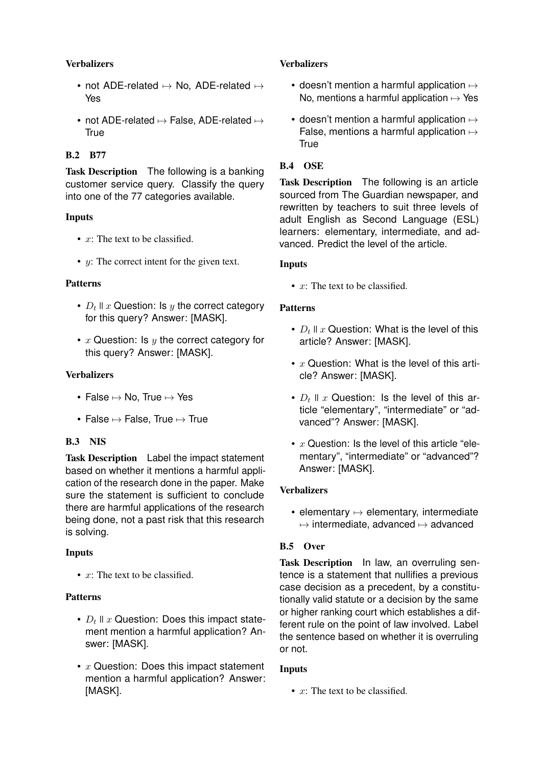#### Verbalizers

- not ADE-related ↦ No, ADE-related ↦ Yes
- not ADE-related ↦ False, ADE-related ↦ True

### B.2 B77

**Task Description** The following is a banking customer service query. Classify the query into one of the 77 categories available.

#### Inputs

- $x$: The text to be classified.
- $y$: The correct intent for the given text.

#### Patterns

- $D_t \parallel x$ Question: Is $y$ the correct category for this query? Answer: [MASK].
- $x$ Question: Is $y$ the correct category for this query? Answer: [MASK].

#### Verbalizers

- False ↦ No, True ↦ Yes
- False ↦ False, True ↦ True

### B.3 NIS

**Task Description** Label the impact statement based on whether it mentions a harmful application of the research done in the paper. Make sure the statement is sufficient to conclude there are harmful applications of the research being done, not a past risk that this research is solving.

#### Inputs

- $x$: The text to be classified.

#### Patterns

- $D_t \parallel x$ Question: Does this impact statement mention a harmful application? Answer: [MASK].
- $x$ Question: Does this impact statement mention a harmful application? Answer: [MASK].

#### Verbalizers

- doesn't mention a harmful application ↦ No, mentions a harmful application ↦ Yes
- doesn't mention a harmful application ↦ False, mentions a harmful application ↦ True

### B.4 OSE

**Task Description** The following is an article sourced from The Guardian newspaper, and rewritten by teachers to suit three levels of adult English as Second Language (ESL) learners: elementary, intermediate, and advanced. Predict the level of the article.

#### Inputs

- $x$: The text to be classified.

#### Patterns

- $D_t \parallel x$ Question: What is the level of this article? Answer: [MASK].
- $x$ Question: What is the level of this article? Answer: [MASK].
- $D_t \parallel x$ Question: Is the level of this article "elementary", "intermediate" or "advanced"? Answer: [MASK].
- $x$ Question: Is the level of this article "elementary", "intermediate" or "advanced"? Answer: [MASK].

#### Verbalizers

- elementary ↦ elementary, intermediate ↦ intermediate, advanced ↦ advanced

### B.5 Over

**Task Description** In law, an overruling sentence is a statement that nullifies a previous case decision as a precedent, by a constitutionally valid statute or a decision by the same or higher ranking court which establishes a different rule on the point of law involved. Label the sentence based on whether it is overruling or not.

#### Inputs

- $x$: The text to be classified.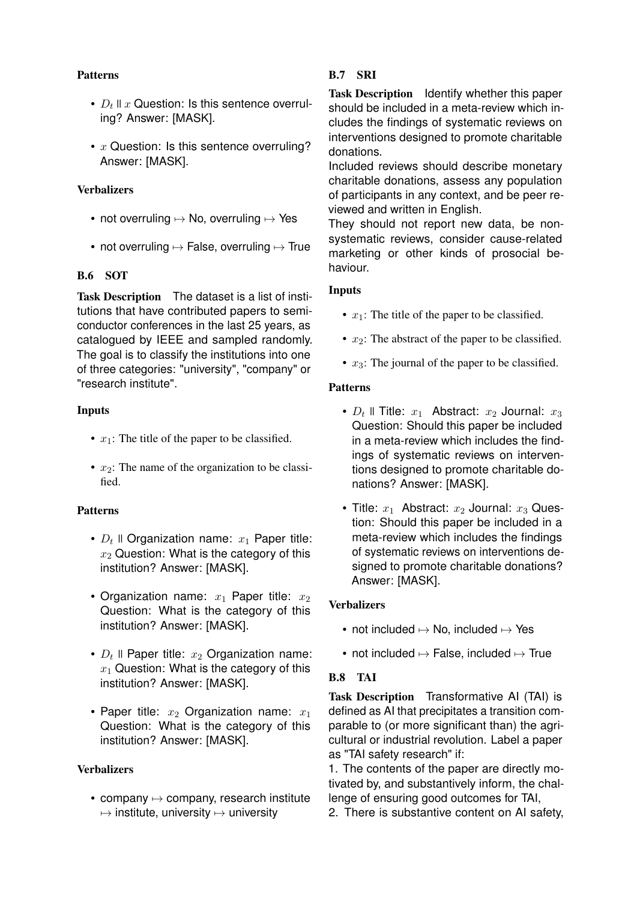### Patterns

- $D_t \parallel x$ Question: Is this sentence overruling? Answer: [MASK].
- $x$ Question: Is this sentence overruling? Answer: [MASK].

### Verbalizers

- not overruling $\mapsto$ No, overruling $\mapsto$ Yes
- not overruling $\mapsto$ False, overruling $\mapsto$ True

## B.6 SOT

**Task Description** The dataset is a list of institutions that have contributed papers to semiconductor conferences in the last 25 years, as catalogued by IEEE and sampled randomly. The goal is to classify the institutions into one of three categories: "university", "company" or "research institute".

### Inputs

- $x_1$: The title of the paper to be classified.
- $x_2$: The name of the organization to be classified.

### Patterns

- $D_t \parallel$ Organization name: $x_1$ Paper title: $x_2$ Question: What is the category of this institution? Answer: [MASK].
- Organization name: $x_1$ Paper title: $x_2$ Question: What is the category of this institution? Answer: [MASK].
- $D_t \parallel$ Paper title: $x_2$ Organization name: $x_1$ Question: What is the category of this institution? Answer: [MASK].
- Paper title: $x_2$ Organization name: $x_1$ Question: What is the category of this institution? Answer: [MASK].

### Verbalizers

- company $\mapsto$ company, research institute $\mapsto$ institute, university $\mapsto$ university

## B.7 SRI

**Task Description** Identify whether this paper should be included in a meta-review which includes the findings of systematic reviews on interventions designed to promote charitable donations.
Included reviews should describe monetary charitable donations, assess any population of participants in any context, and be peer reviewed and written in English.
They should not report new data, be non-systematic reviews, consider cause-related marketing or other kinds of prosocial behaviour.

### Inputs

- $x_1$: The title of the paper to be classified.
- $x_2$: The abstract of the paper to be classified.
- $x_3$: The journal of the paper to be classified.

### Patterns

- $D_t \parallel$ Title: $x_1$ Abstract: $x_2$ Journal: $x_3$ Question: Should this paper be included in a meta-review which includes the findings of systematic reviews on interventions designed to promote charitable donations? Answer: [MASK].
- Title: $x_1$ Abstract: $x_2$ Journal: $x_3$ Question: Should this paper be included in a meta-review which includes the findings of systematic reviews on interventions designed to promote charitable donations? Answer: [MASK].

### Verbalizers

- not included $\mapsto$ No, included $\mapsto$ Yes
- not included $\mapsto$ False, included $\mapsto$ True

## B.8 TAI

**Task Description** Transformative AI (TAI) is defined as AI that precipitates a transition comparable to (or more significant than) the agricultural or industrial revolution. Label a paper as "TAI safety research" if:

1. The contents of the paper are directly motivated by, and substantively inform, the challenge of ensuring good outcomes for TAI,
2. There is substantive content on AI safety,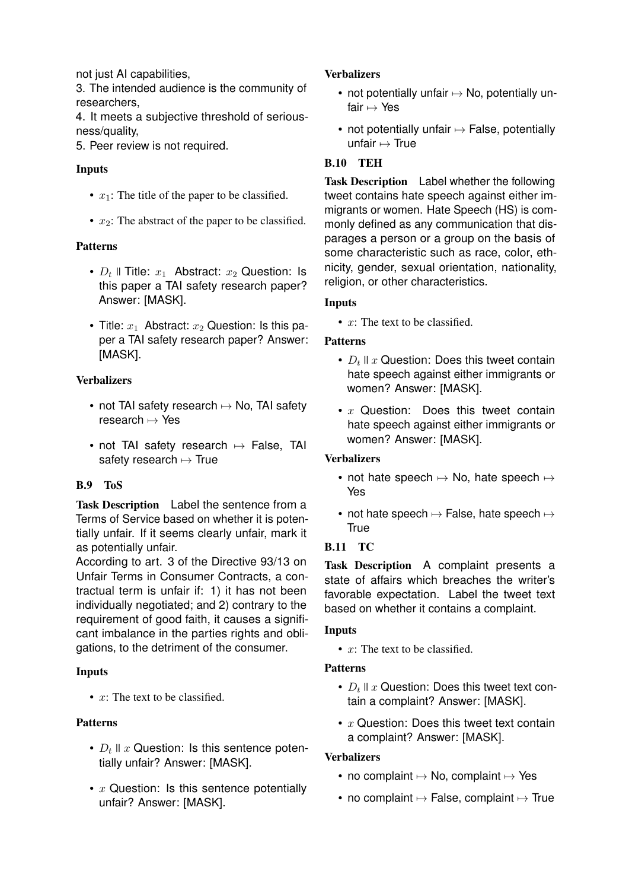not just AI capabilities,
3. The intended audience is the community of researchers,
4. It meets a subjective threshold of seriousness/quality,
5. Peer review is not required.

**Inputs**

- $x_1$: The title of the paper to be classified.
- $x_2$: The abstract of the paper to be classified.

**Patterns**

- $D_t$ ‖ Title: $x_1$ Abstract: $x_2$ Question: Is this paper a TAI safety research paper? Answer: [MASK].
- Title: $x_1$ Abstract: $x_2$ Question: Is this paper a TAI safety research paper? Answer: [MASK].

**Verbalizers**

- not TAI safety research $\mapsto$ No, TAI safety research $\mapsto$ Yes
- not TAI safety research $\mapsto$ False, TAI safety research $\mapsto$ True

### B.9 ToS

**Task Description** Label the sentence from a Terms of Service based on whether it is potentially unfair. If it seems clearly unfair, mark it as potentially unfair.
According to art. 3 of the Directive 93/13 on Unfair Terms in Consumer Contracts, a contractual term is unfair if: 1) it has not been individually negotiated; and 2) contrary to the requirement of good faith, it causes a significant imbalance in the parties rights and obligations, to the detriment of the consumer.

**Inputs**

- $x$: The text to be classified.

**Patterns**

- $D_t$ ‖ $x$ Question: Is this sentence potentially unfair? Answer: [MASK].
- $x$ Question: Is this sentence potentially unfair? Answer: [MASK].

**Verbalizers**

- not potentially unfair $\mapsto$ No, potentially unfair $\mapsto$ Yes
- not potentially unfair $\mapsto$ False, potentially unfair $\mapsto$ True

### B.10 TEH

**Task Description** Label whether the following tweet contains hate speech against either immigrants or women. Hate Speech (HS) is commonly defined as any communication that disparages a person or a group on the basis of some characteristic such as race, color, ethnicity, gender, sexual orientation, nationality, religion, or other characteristics.

**Inputs**

- $x$: The text to be classified.

**Patterns**

- $D_t$ ‖ $x$ Question: Does this tweet contain hate speech against either immigrants or women? Answer: [MASK].
- $x$ Question: Does this tweet contain hate speech against either immigrants or women? Answer: [MASK].

**Verbalizers**

- not hate speech $\mapsto$ No, hate speech $\mapsto$ Yes
- not hate speech $\mapsto$ False, hate speech $\mapsto$ True

### B.11 TC

**Task Description** A complaint presents a state of affairs which breaches the writer's favorable expectation. Label the tweet text based on whether it contains a complaint.

**Inputs**

- $x$: The text to be classified.

**Patterns**

- $D_t$ ‖ $x$ Question: Does this tweet text contain a complaint? Answer: [MASK].
- $x$ Question: Does this tweet text contain a complaint? Answer: [MASK].

**Verbalizers**

- no complaint $\mapsto$ No, complaint $\mapsto$ Yes
- no complaint $\mapsto$ False, complaint $\mapsto$ True